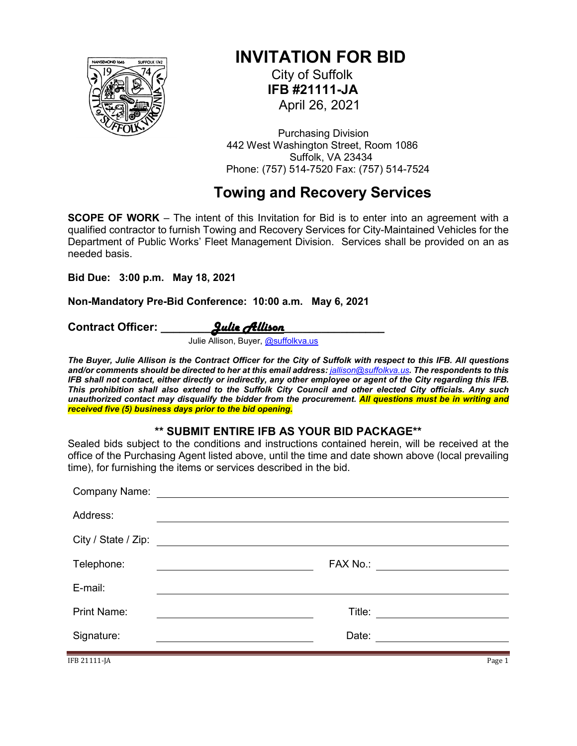# INVITATION FOR BID

City of Suffolk
**IFB #21111-JA**
April 26, 2021

Purchasing Division
442 West Washington Street, Room 1086
Suffolk, VA 23434
Phone: (757) 514-7520 Fax: (757) 514-7524

## Towing and Recovery Services

**SCOPE OF WORK** – The intent of this Invitation for Bid is to enter into an agreement with a qualified contractor to furnish Towing and Recovery Services for City-Maintained Vehicles for the Department of Public Works' Fleet Management Division. Services shall be provided on an as needed basis.

**Bid Due: 3:00 p.m. May 18, 2021**

**Non-Mandatory Pre-Bid Conference: 10:00 a.m. May 6, 2021**

**Contract Officer:** ________*Julie Allison*________
Julie Allison, Buyer, @suffolkva.us

***The Buyer, Julie Allison is the Contract Officer for the City of Suffolk with respect to this IFB. All questions and/or comments should be directed to her at this email address: jallison@suffolkva.us. The respondents to this IFB shall not contact, either directly or indirectly, any other employee or agent of the City regarding this IFB. This prohibition shall also extend to the Suffolk City Council and other elected City officials. Any such unauthorized contact may disqualify the bidder from the procurement. All questions must be in writing and received five (5) business days prior to the bid opening.***

### ** SUBMIT ENTIRE IFB AS YOUR BID PACKAGE**

Sealed bids subject to the conditions and instructions contained herein, will be received at the office of the Purchasing Agent listed above, until the time and date shown above (local prevailing time), for furnishing the items or services described in the bid.

Company Name: ______________________________

Address: ______________________________

City / State / Zip: ______________________________

Telephone: ______________ FAX No.: ______________

E-mail: ______________________________

Print Name: ______________ Title: ______________

Signature: ______________ Date: ______________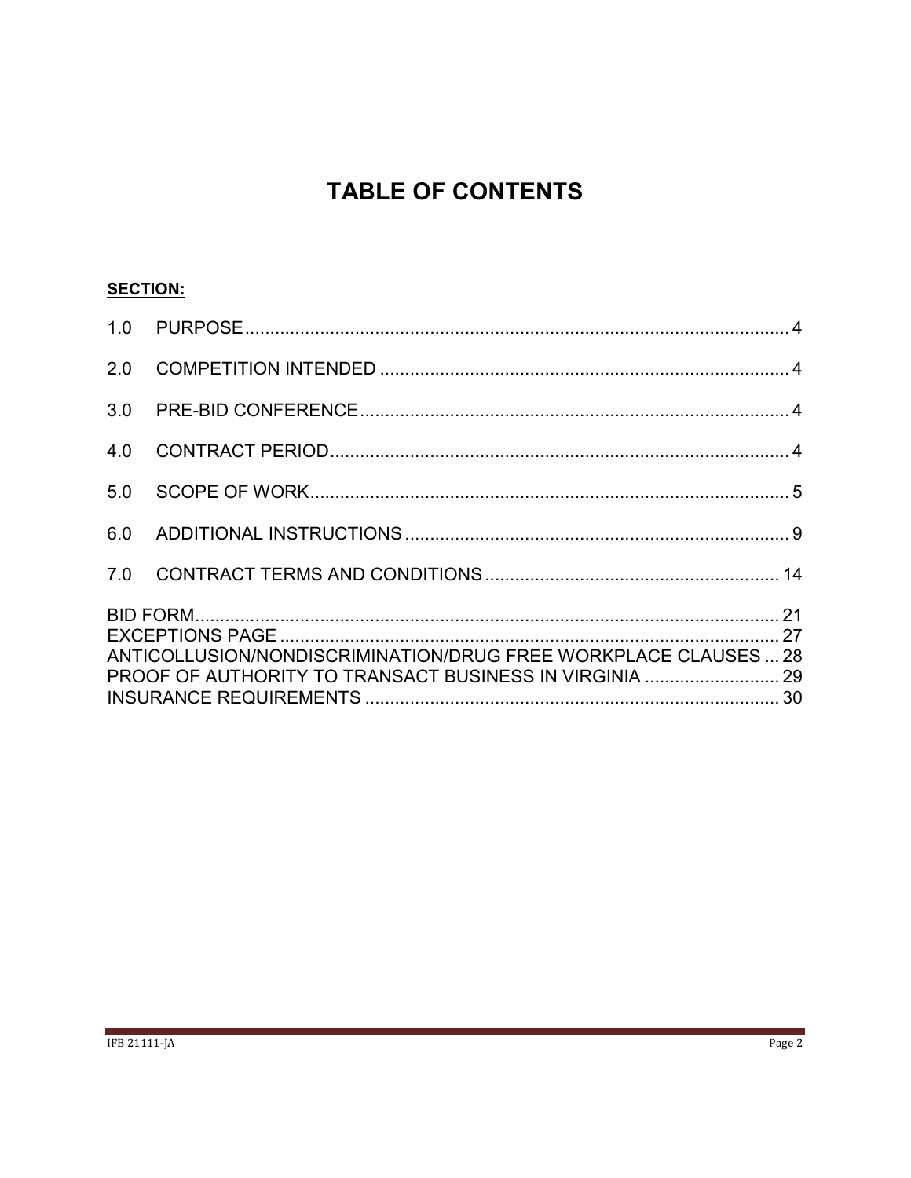# TABLE OF CONTENTS

**SECTION:**

| | | |
|---|---|---|
| 1.0 | PURPOSE | 4 |
| 2.0 | COMPETITION INTENDED | 4 |
| 3.0 | PRE-BID CONFERENCE | 4 |
| 4.0 | CONTRACT PERIOD | 4 |
| 5.0 | SCOPE OF WORK | 5 |
| 6.0 | ADDITIONAL INSTRUCTIONS | 9 |
| 7.0 | CONTRACT TERMS AND CONDITIONS | 14 |

| | |
|---|---|
| BID FORM | 21 |
| EXCEPTIONS PAGE | 27 |
| ANTICOLLUSION/NONDISCRIMINATION/DRUG FREE WORKPLACE CLAUSES | 28 |
| PROOF OF AUTHORITY TO TRANSACT BUSINESS IN VIRGINIA | 29 |
| INSURANCE REQUIREMENTS | 30 |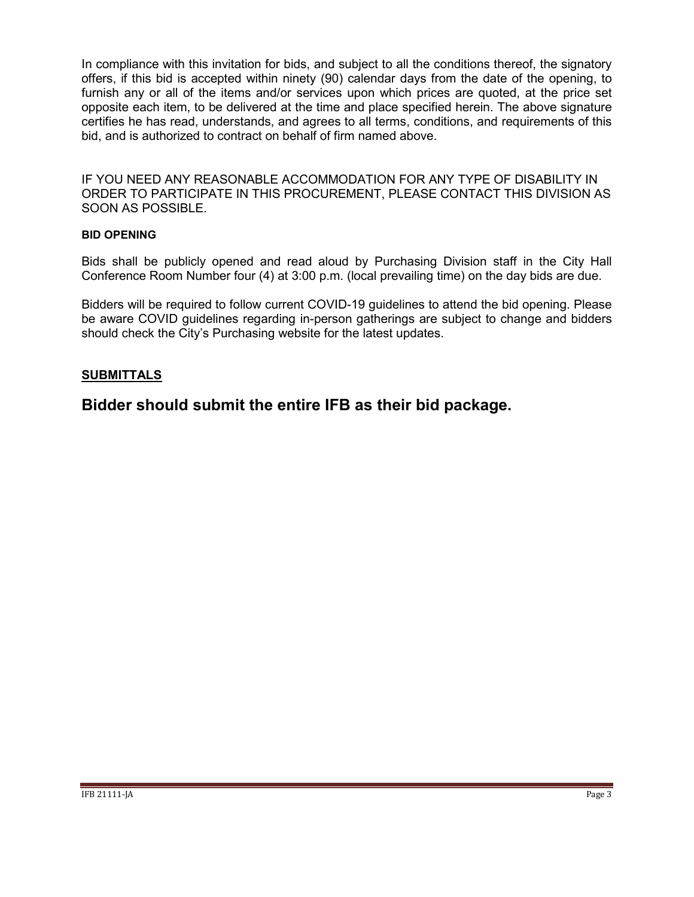In compliance with this invitation for bids, and subject to all the conditions thereof, the signatory offers, if this bid is accepted within ninety (90) calendar days from the date of the opening, to furnish any or all of the items and/or services upon which prices are quoted, at the price set opposite each item, to be delivered at the time and place specified herein. The above signature certifies he has read, understands, and agrees to all terms, conditions, and requirements of this bid, and is authorized to contract on behalf of firm named above.

IF YOU NEED ANY REASONABLE ACCOMMODATION FOR ANY TYPE OF DISABILITY IN ORDER TO PARTICIPATE IN THIS PROCUREMENT, PLEASE CONTACT THIS DIVISION AS SOON AS POSSIBLE.

**BID OPENING**

Bids shall be publicly opened and read aloud by Purchasing Division staff in the City Hall Conference Room Number four (4) at 3:00 p.m. (local prevailing time) on the day bids are due.

Bidders will be required to follow current COVID-19 guidelines to attend the bid opening. Please be aware COVID guidelines regarding in-person gatherings are subject to change and bidders should check the City's Purchasing website for the latest updates.

**SUBMITTALS**

## Bidder should submit the entire IFB as their bid package.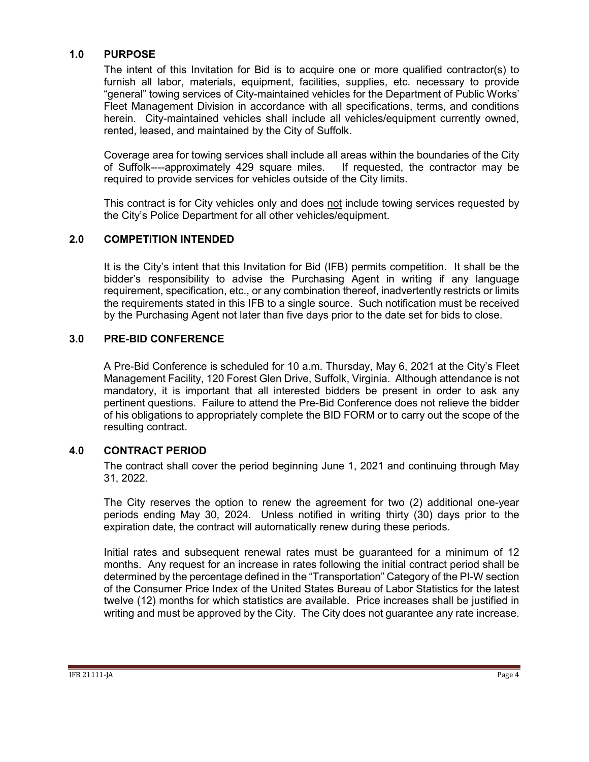## 1.0 PURPOSE

The intent of this Invitation for Bid is to acquire one or more qualified contractor(s) to furnish all labor, materials, equipment, facilities, supplies, etc. necessary to provide "general" towing services of City-maintained vehicles for the Department of Public Works' Fleet Management Division in accordance with all specifications, terms, and conditions herein. City-maintained vehicles shall include all vehicles/equipment currently owned, rented, leased, and maintained by the City of Suffolk.

Coverage area for towing services shall include all areas within the boundaries of the City of Suffolk----approximately 429 square miles. If requested, the contractor may be required to provide services for vehicles outside of the City limits.

This contract is for City vehicles only and does not include towing services requested by the City's Police Department for all other vehicles/equipment.

## 2.0 COMPETITION INTENDED

It is the City's intent that this Invitation for Bid (IFB) permits competition. It shall be the bidder's responsibility to advise the Purchasing Agent in writing if any language requirement, specification, etc., or any combination thereof, inadvertently restricts or limits the requirements stated in this IFB to a single source. Such notification must be received by the Purchasing Agent not later than five days prior to the date set for bids to close.

## 3.0 PRE-BID CONFERENCE

A Pre-Bid Conference is scheduled for 10 a.m. Thursday, May 6, 2021 at the City's Fleet Management Facility, 120 Forest Glen Drive, Suffolk, Virginia. Although attendance is not mandatory, it is important that all interested bidders be present in order to ask any pertinent questions. Failure to attend the Pre-Bid Conference does not relieve the bidder of his obligations to appropriately complete the BID FORM or to carry out the scope of the resulting contract.

## 4.0 CONTRACT PERIOD

The contract shall cover the period beginning June 1, 2021 and continuing through May 31, 2022.

The City reserves the option to renew the agreement for two (2) additional one-year periods ending May 30, 2024. Unless notified in writing thirty (30) days prior to the expiration date, the contract will automatically renew during these periods.

Initial rates and subsequent renewal rates must be guaranteed for a minimum of 12 months. Any request for an increase in rates following the initial contract period shall be determined by the percentage defined in the "Transportation" Category of the PI-W section of the Consumer Price Index of the United States Bureau of Labor Statistics for the latest twelve (12) months for which statistics are available. Price increases shall be justified in writing and must be approved by the City. The City does not guarantee any rate increase.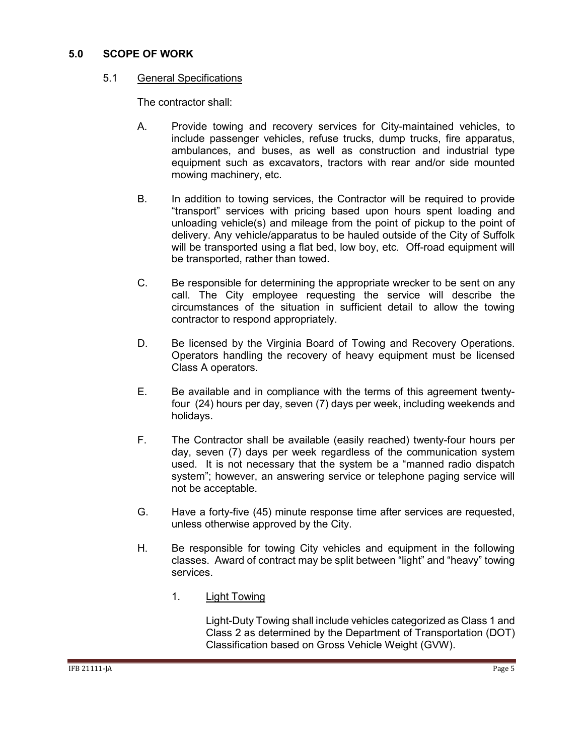## 5.0 SCOPE OF WORK

### 5.1 General Specifications

The contractor shall:

A. Provide towing and recovery services for City-maintained vehicles, to include passenger vehicles, refuse trucks, dump trucks, fire apparatus, ambulances, and buses, as well as construction and industrial type equipment such as excavators, tractors with rear and/or side mounted mowing machinery, etc.

B. In addition to towing services, the Contractor will be required to provide "transport" services with pricing based upon hours spent loading and unloading vehicle(s) and mileage from the point of pickup to the point of delivery. Any vehicle/apparatus to be hauled outside of the City of Suffolk will be transported using a flat bed, low boy, etc. Off-road equipment will be transported, rather than towed.

C. Be responsible for determining the appropriate wrecker to be sent on any call. The City employee requesting the service will describe the circumstances of the situation in sufficient detail to allow the towing contractor to respond appropriately.

D. Be licensed by the Virginia Board of Towing and Recovery Operations. Operators handling the recovery of heavy equipment must be licensed Class A operators.

E. Be available and in compliance with the terms of this agreement twenty-four (24) hours per day, seven (7) days per week, including weekends and holidays.

F. The Contractor shall be available (easily reached) twenty-four hours per day, seven (7) days per week regardless of the communication system used. It is not necessary that the system be a "manned radio dispatch system"; however, an answering service or telephone paging service will not be acceptable.

G. Have a forty-five (45) minute response time after services are requested, unless otherwise approved by the City.

H. Be responsible for towing City vehicles and equipment in the following classes. Award of contract may be split between "light" and "heavy" towing services.

1. Light Towing

   Light-Duty Towing shall include vehicles categorized as Class 1 and Class 2 as determined by the Department of Transportation (DOT) Classification based on Gross Vehicle Weight (GVW).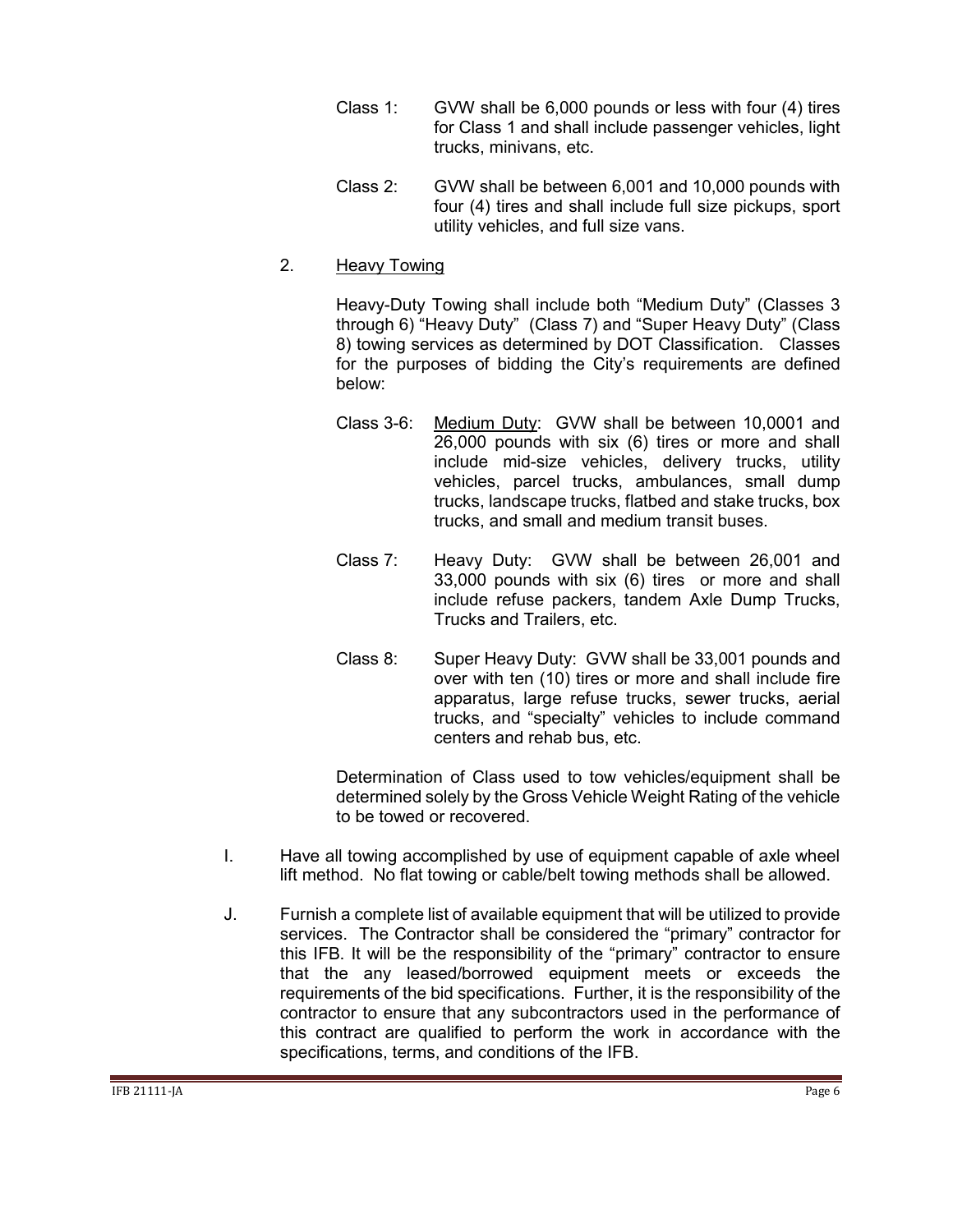Class 1: GVW shall be 6,000 pounds or less with four (4) tires for Class 1 and shall include passenger vehicles, light trucks, minivans, etc.

Class 2: GVW shall be between 6,001 and 10,000 pounds with four (4) tires and shall include full size pickups, sport utility vehicles, and full size vans.

2. Heavy Towing

Heavy-Duty Towing shall include both "Medium Duty" (Classes 3 through 6) "Heavy Duty" (Class 7) and "Super Heavy Duty" (Class 8) towing services as determined by DOT Classification. Classes for the purposes of bidding the City's requirements are defined below:

Class 3-6: Medium Duty: GVW shall be between 10,0001 and 26,000 pounds with six (6) tires or more and shall include mid-size vehicles, delivery trucks, utility vehicles, parcel trucks, ambulances, small dump trucks, landscape trucks, flatbed and stake trucks, box trucks, and small and medium transit buses.

Class 7: Heavy Duty: GVW shall be between 26,001 and 33,000 pounds with six (6) tires or more and shall include refuse packers, tandem Axle Dump Trucks, Trucks and Trailers, etc.

Class 8: Super Heavy Duty: GVW shall be 33,001 pounds and over with ten (10) tires or more and shall include fire apparatus, large refuse trucks, sewer trucks, aerial trucks, and "specialty" vehicles to include command centers and rehab bus, etc.

Determination of Class used to tow vehicles/equipment shall be determined solely by the Gross Vehicle Weight Rating of the vehicle to be towed or recovered.

I. Have all towing accomplished by use of equipment capable of axle wheel lift method. No flat towing or cable/belt towing methods shall be allowed.

J. Furnish a complete list of available equipment that will be utilized to provide services. The Contractor shall be considered the "primary" contractor for this IFB. It will be the responsibility of the "primary" contractor to ensure that the any leased/borrowed equipment meets or exceeds the requirements of the bid specifications. Further, it is the responsibility of the contractor to ensure that any subcontractors used in the performance of this contract are qualified to perform the work in accordance with the specifications, terms, and conditions of the IFB.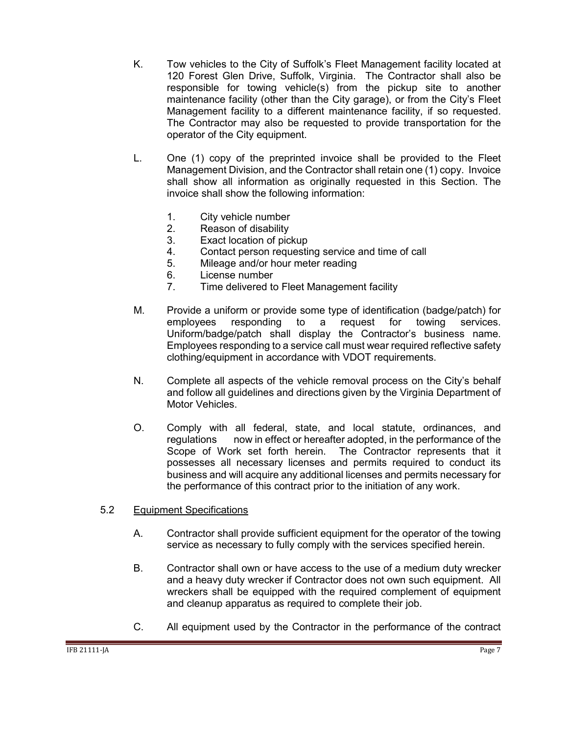K. Tow vehicles to the City of Suffolk's Fleet Management facility located at 120 Forest Glen Drive, Suffolk, Virginia. The Contractor shall also be responsible for towing vehicle(s) from the pickup site to another maintenance facility (other than the City garage), or from the City's Fleet Management facility to a different maintenance facility, if so requested. The Contractor may also be requested to provide transportation for the operator of the City equipment.

L. One (1) copy of the preprinted invoice shall be provided to the Fleet Management Division, and the Contractor shall retain one (1) copy. Invoice shall show all information as originally requested in this Section. The invoice shall show the following information:

   1. City vehicle number
   2. Reason of disability
   3. Exact location of pickup
   4. Contact person requesting service and time of call
   5. Mileage and/or hour meter reading
   6. License number
   7. Time delivered to Fleet Management facility

M. Provide a uniform or provide some type of identification (badge/patch) for employees responding to a request for towing services. Uniform/badge/patch shall display the Contractor's business name. Employees responding to a service call must wear required reflective safety clothing/equipment in accordance with VDOT requirements.

N. Complete all aspects of the vehicle removal process on the City's behalf and follow all guidelines and directions given by the Virginia Department of Motor Vehicles.

O. Comply with all federal, state, and local statute, ordinances, and regulations now in effect or hereafter adopted, in the performance of the Scope of Work set forth herein. The Contractor represents that it possesses all necessary licenses and permits required to conduct its business and will acquire any additional licenses and permits necessary for the performance of this contract prior to the initiation of any work.

5.2 <u>Equipment Specifications</u>

A. Contractor shall provide sufficient equipment for the operator of the towing service as necessary to fully comply with the services specified herein.

B. Contractor shall own or have access to the use of a medium duty wrecker and a heavy duty wrecker if Contractor does not own such equipment. All wreckers shall be equipped with the required complement of equipment and cleanup apparatus as required to complete their job.

C. All equipment used by the Contractor in the performance of the contract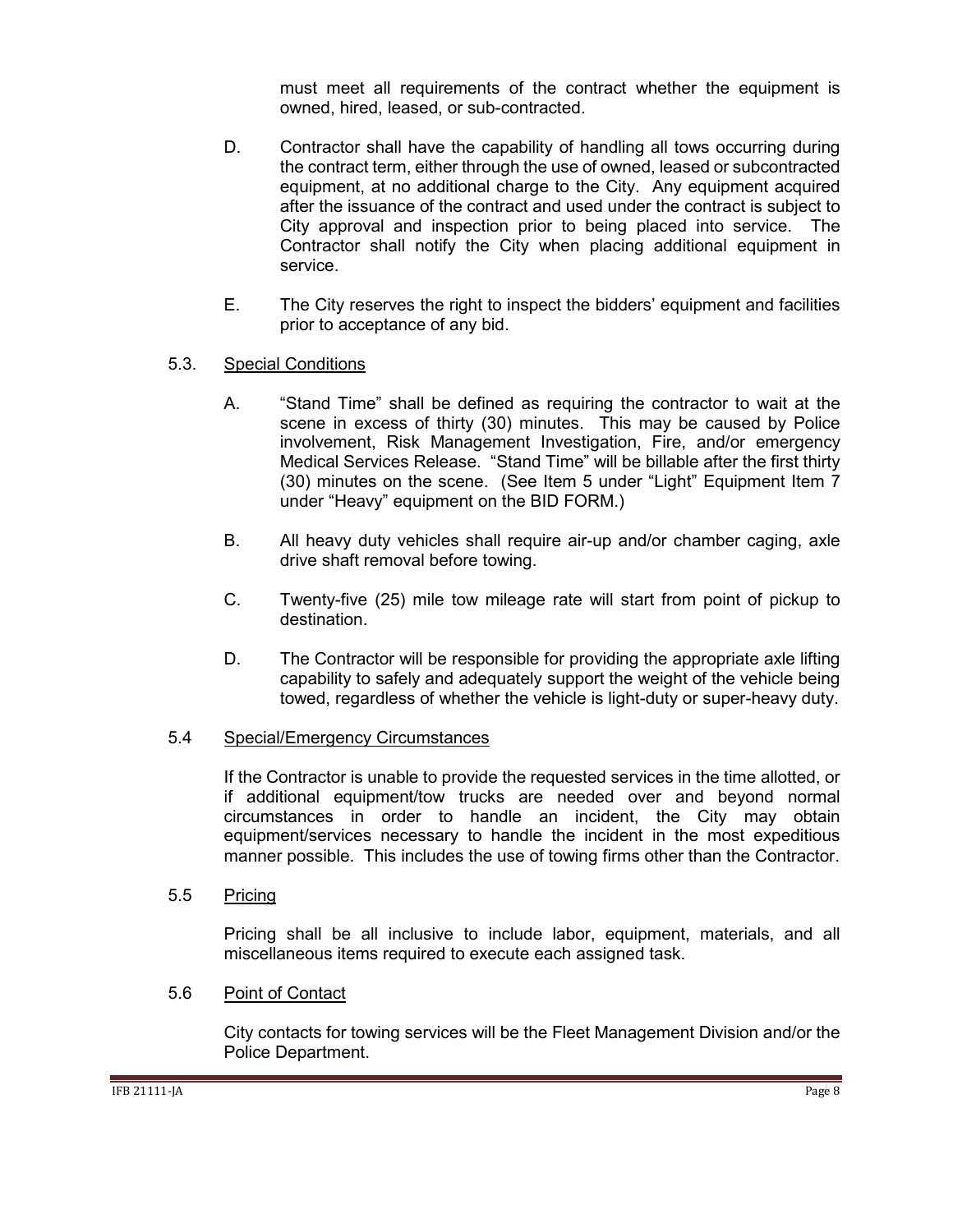must meet all requirements of the contract whether the equipment is owned, hired, leased, or sub-contracted.

D. Contractor shall have the capability of handling all tows occurring during the contract term, either through the use of owned, leased or subcontracted equipment, at no additional charge to the City. Any equipment acquired after the issuance of the contract and used under the contract is subject to City approval and inspection prior to being placed into service. The Contractor shall notify the City when placing additional equipment in service.

E. The City reserves the right to inspect the bidders' equipment and facilities prior to acceptance of any bid.

5.3. <u>Special Conditions</u>

A. "Stand Time" shall be defined as requiring the contractor to wait at the scene in excess of thirty (30) minutes. This may be caused by Police involvement, Risk Management Investigation, Fire, and/or emergency Medical Services Release. "Stand Time" will be billable after the first thirty (30) minutes on the scene. (See Item 5 under "Light" Equipment Item 7 under "Heavy" equipment on the BID FORM.)

B. All heavy duty vehicles shall require air-up and/or chamber caging, axle drive shaft removal before towing.

C. Twenty-five (25) mile tow mileage rate will start from point of pickup to destination.

D. The Contractor will be responsible for providing the appropriate axle lifting capability to safely and adequately support the weight of the vehicle being towed, regardless of whether the vehicle is light-duty or super-heavy duty.

5.4 <u>Special/Emergency Circumstances</u>

If the Contractor is unable to provide the requested services in the time allotted, or if additional equipment/tow trucks are needed over and beyond normal circumstances in order to handle an incident, the City may obtain equipment/services necessary to handle the incident in the most expeditious manner possible. This includes the use of towing firms other than the Contractor.

5.5 <u>Pricing</u>

Pricing shall be all inclusive to include labor, equipment, materials, and all miscellaneous items required to execute each assigned task.

5.6 <u>Point of Contact</u>

City contacts for towing services will be the Fleet Management Division and/or the Police Department.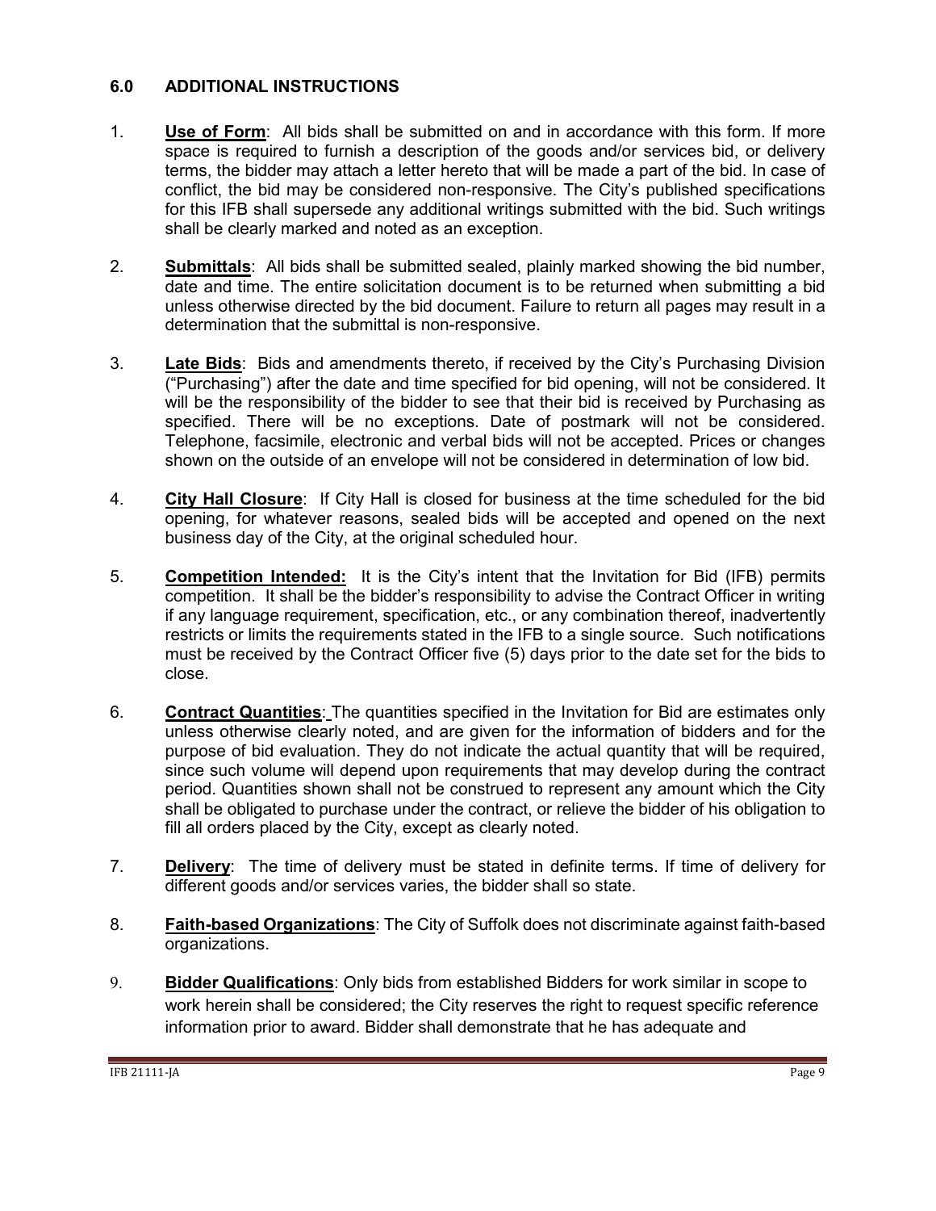## 6.0 ADDITIONAL INSTRUCTIONS

1. **Use of Form**: All bids shall be submitted on and in accordance with this form. If more space is required to furnish a description of the goods and/or services bid, or delivery terms, the bidder may attach a letter hereto that will be made a part of the bid. In case of conflict, the bid may be considered non-responsive. The City's published specifications for this IFB shall supersede any additional writings submitted with the bid. Such writings shall be clearly marked and noted as an exception.

2. **Submittals**: All bids shall be submitted sealed, plainly marked showing the bid number, date and time. The entire solicitation document is to be returned when submitting a bid unless otherwise directed by the bid document. Failure to return all pages may result in a determination that the submittal is non-responsive.

3. **Late Bids**: Bids and amendments thereto, if received by the City's Purchasing Division ("Purchasing") after the date and time specified for bid opening, will not be considered. It will be the responsibility of the bidder to see that their bid is received by Purchasing as specified. There will be no exceptions. Date of postmark will not be considered. Telephone, facsimile, electronic and verbal bids will not be accepted. Prices or changes shown on the outside of an envelope will not be considered in determination of low bid.

4. **City Hall Closure**: If City Hall is closed for business at the time scheduled for the bid opening, for whatever reasons, sealed bids will be accepted and opened on the next business day of the City, at the original scheduled hour.

5. **Competition Intended:** It is the City's intent that the Invitation for Bid (IFB) permits competition. It shall be the bidder's responsibility to advise the Contract Officer in writing if any language requirement, specification, etc., or any combination thereof, inadvertently restricts or limits the requirements stated in the IFB to a single source. Such notifications must be received by the Contract Officer five (5) days prior to the date set for the bids to close.

6. **Contract Quantities**: The quantities specified in the Invitation for Bid are estimates only unless otherwise clearly noted, and are given for the information of bidders and for the purpose of bid evaluation. They do not indicate the actual quantity that will be required, since such volume will depend upon requirements that may develop during the contract period. Quantities shown shall not be construed to represent any amount which the City shall be obligated to purchase under the contract, or relieve the bidder of his obligation to fill all orders placed by the City, except as clearly noted.

7. **Delivery**: The time of delivery must be stated in definite terms. If time of delivery for different goods and/or services varies, the bidder shall so state.

8. **Faith-based Organizations**: The City of Suffolk does not discriminate against faith-based organizations.

9. **Bidder Qualifications**: Only bids from established Bidders for work similar in scope to work herein shall be considered; the City reserves the right to request specific reference information prior to award. Bidder shall demonstrate that he has adequate and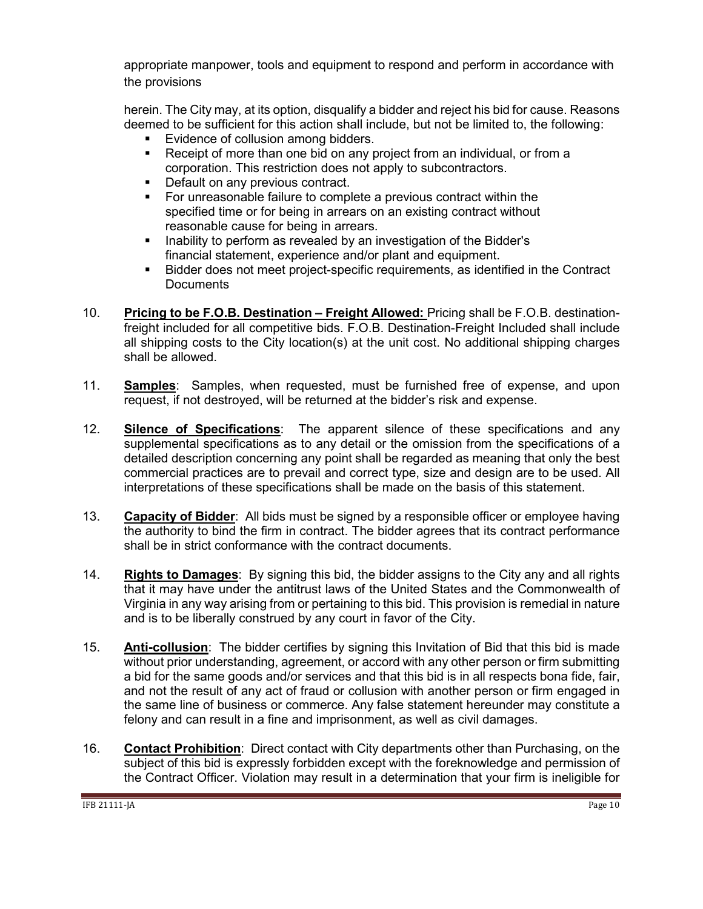appropriate manpower, tools and equipment to respond and perform in accordance with the provisions

herein. The City may, at its option, disqualify a bidder and reject his bid for cause. Reasons deemed to be sufficient for this action shall include, but not be limited to, the following:

- Evidence of collusion among bidders.
- Receipt of more than one bid on any project from an individual, or from a corporation. This restriction does not apply to subcontractors.
- Default on any previous contract.
- For unreasonable failure to complete a previous contract within the specified time or for being in arrears on an existing contract without reasonable cause for being in arrears.
- Inability to perform as revealed by an investigation of the Bidder's financial statement, experience and/or plant and equipment.
- Bidder does not meet project-specific requirements, as identified in the Contract Documents

10. **Pricing to be F.O.B. Destination – Freight Allowed:** Pricing shall be F.O.B. destination-freight included for all competitive bids. F.O.B. Destination-Freight Included shall include all shipping costs to the City location(s) at the unit cost. No additional shipping charges shall be allowed.

11. **Samples**: Samples, when requested, must be furnished free of expense, and upon request, if not destroyed, will be returned at the bidder's risk and expense.

12. **Silence of Specifications**: The apparent silence of these specifications and any supplemental specifications as to any detail or the omission from the specifications of a detailed description concerning any point shall be regarded as meaning that only the best commercial practices are to prevail and correct type, size and design are to be used. All interpretations of these specifications shall be made on the basis of this statement.

13. **Capacity of Bidder**: All bids must be signed by a responsible officer or employee having the authority to bind the firm in contract. The bidder agrees that its contract performance shall be in strict conformance with the contract documents.

14. **Rights to Damages**: By signing this bid, the bidder assigns to the City any and all rights that it may have under the antitrust laws of the United States and the Commonwealth of Virginia in any way arising from or pertaining to this bid. This provision is remedial in nature and is to be liberally construed by any court in favor of the City.

15. **Anti-collusion**: The bidder certifies by signing this Invitation of Bid that this bid is made without prior understanding, agreement, or accord with any other person or firm submitting a bid for the same goods and/or services and that this bid is in all respects bona fide, fair, and not the result of any act of fraud or collusion with another person or firm engaged in the same line of business or commerce. Any false statement hereunder may constitute a felony and can result in a fine and imprisonment, as well as civil damages.

16. **Contact Prohibition**: Direct contact with City departments other than Purchasing, on the subject of this bid is expressly forbidden except with the foreknowledge and permission of the Contract Officer. Violation may result in a determination that your firm is ineligible for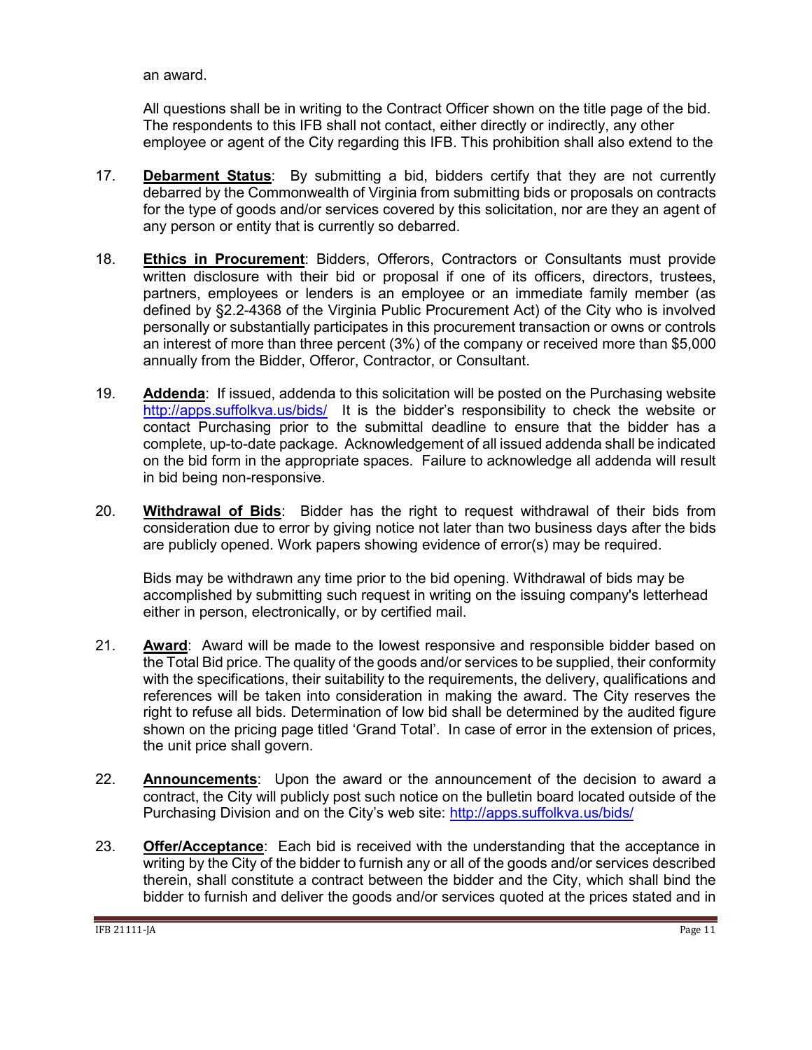an award.

All questions shall be in writing to the Contract Officer shown on the title page of the bid. The respondents to this IFB shall not contact, either directly or indirectly, any other employee or agent of the City regarding this IFB. This prohibition shall also extend to the

17. **Debarment Status**: By submitting a bid, bidders certify that they are not currently debarred by the Commonwealth of Virginia from submitting bids or proposals on contracts for the type of goods and/or services covered by this solicitation, nor are they an agent of any person or entity that is currently so debarred.

18. **Ethics in Procurement**: Bidders, Offerors, Contractors or Consultants must provide written disclosure with their bid or proposal if one of its officers, directors, trustees, partners, employees or lenders is an employee or an immediate family member (as defined by §2.2-4368 of the Virginia Public Procurement Act) of the City who is involved personally or substantially participates in this procurement transaction or owns or controls an interest of more than three percent (3%) of the company or received more than $5,000 annually from the Bidder, Offeror, Contractor, or Consultant.

19. **Addenda**: If issued, addenda to this solicitation will be posted on the Purchasing website http://apps.suffolkva.us/bids/ It is the bidder's responsibility to check the website or contact Purchasing prior to the submittal deadline to ensure that the bidder has a complete, up-to-date package. Acknowledgement of all issued addenda shall be indicated on the bid form in the appropriate spaces. Failure to acknowledge all addenda will result in bid being non-responsive.

20. **Withdrawal of Bids**: Bidder has the right to request withdrawal of their bids from consideration due to error by giving notice not later than two business days after the bids are publicly opened. Work papers showing evidence of error(s) may be required.

    Bids may be withdrawn any time prior to the bid opening. Withdrawal of bids may be accomplished by submitting such request in writing on the issuing company's letterhead either in person, electronically, or by certified mail.

21. **Award**: Award will be made to the lowest responsive and responsible bidder based on the Total Bid price. The quality of the goods and/or services to be supplied, their conformity with the specifications, their suitability to the requirements, the delivery, qualifications and references will be taken into consideration in making the award. The City reserves the right to refuse all bids. Determination of low bid shall be determined by the audited figure shown on the pricing page titled 'Grand Total'. In case of error in the extension of prices, the unit price shall govern.

22. **Announcements**: Upon the award or the announcement of the decision to award a contract, the City will publicly post such notice on the bulletin board located outside of the Purchasing Division and on the City's web site: http://apps.suffolkva.us/bids/

23. **Offer/Acceptance**: Each bid is received with the understanding that the acceptance in writing by the City of the bidder to furnish any or all of the goods and/or services described therein, shall constitute a contract between the bidder and the City, which shall bind the bidder to furnish and deliver the goods and/or services quoted at the prices stated and in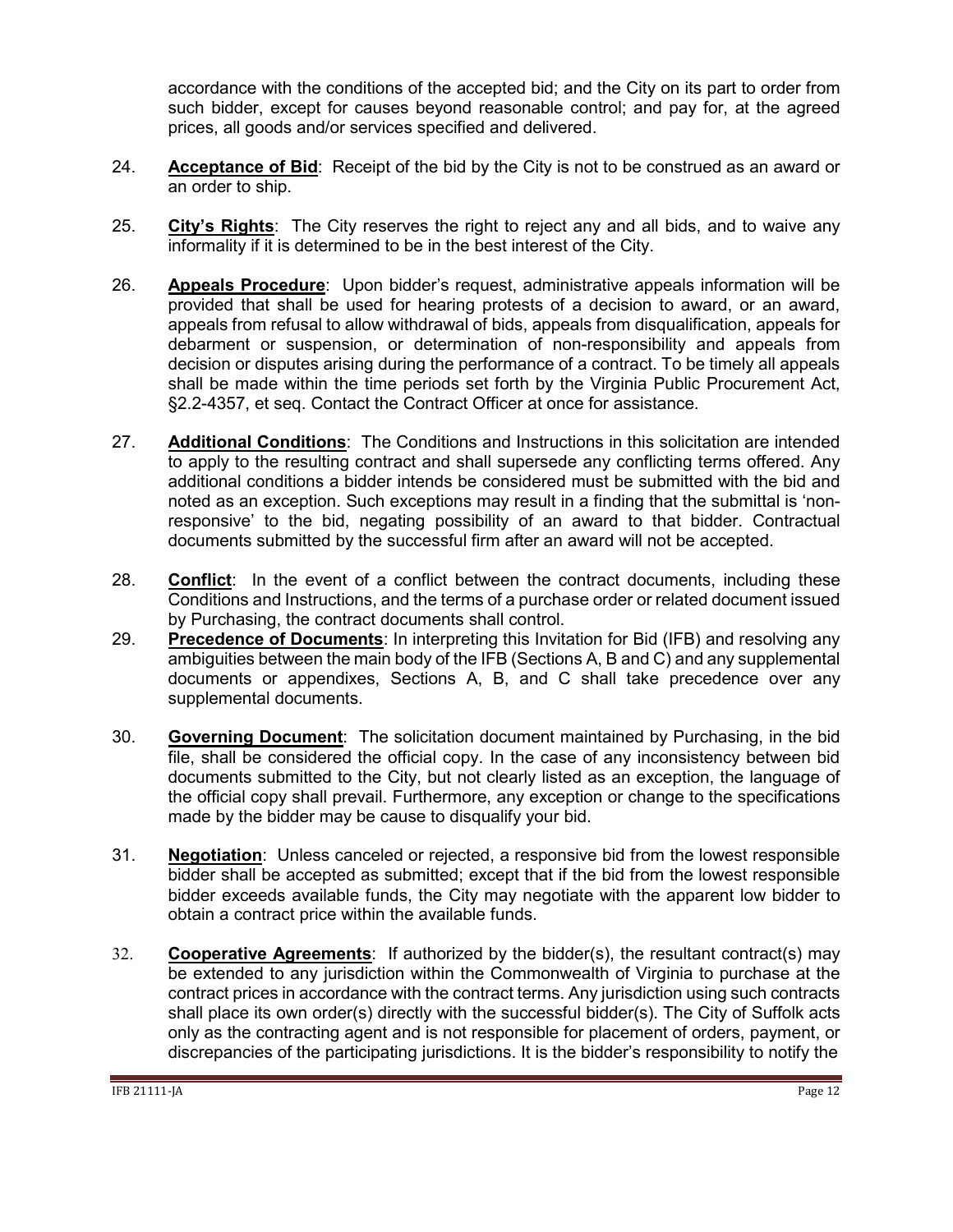accordance with the conditions of the accepted bid; and the City on its part to order from such bidder, except for causes beyond reasonable control; and pay for, at the agreed prices, all goods and/or services specified and delivered.

24. **Acceptance of Bid**: Receipt of the bid by the City is not to be construed as an award or an order to ship.

25. **City's Rights**: The City reserves the right to reject any and all bids, and to waive any informality if it is determined to be in the best interest of the City.

26. **Appeals Procedure**: Upon bidder's request, administrative appeals information will be provided that shall be used for hearing protests of a decision to award, or an award, appeals from refusal to allow withdrawal of bids, appeals from disqualification, appeals for debarment or suspension, or determination of non-responsibility and appeals from decision or disputes arising during the performance of a contract. To be timely all appeals shall be made within the time periods set forth by the Virginia Public Procurement Act, §2.2-4357, et seq. Contact the Contract Officer at once for assistance.

27. **Additional Conditions**: The Conditions and Instructions in this solicitation are intended to apply to the resulting contract and shall supersede any conflicting terms offered. Any additional conditions a bidder intends be considered must be submitted with the bid and noted as an exception. Such exceptions may result in a finding that the submittal is 'non-responsive' to the bid, negating possibility of an award to that bidder. Contractual documents submitted by the successful firm after an award will not be accepted.

28. **Conflict**: In the event of a conflict between the contract documents, including these Conditions and Instructions, and the terms of a purchase order or related document issued by Purchasing, the contract documents shall control.

29. **Precedence of Documents**: In interpreting this Invitation for Bid (IFB) and resolving any ambiguities between the main body of the IFB (Sections A, B and C) and any supplemental documents or appendixes, Sections A, B, and C shall take precedence over any supplemental documents.

30. **Governing Document**: The solicitation document maintained by Purchasing, in the bid file, shall be considered the official copy. In the case of any inconsistency between bid documents submitted to the City, but not clearly listed as an exception, the language of the official copy shall prevail. Furthermore, any exception or change to the specifications made by the bidder may be cause to disqualify your bid.

31. **Negotiation**: Unless canceled or rejected, a responsive bid from the lowest responsible bidder shall be accepted as submitted; except that if the bid from the lowest responsible bidder exceeds available funds, the City may negotiate with the apparent low bidder to obtain a contract price within the available funds.

32. **Cooperative Agreements**: If authorized by the bidder(s), the resultant contract(s) may be extended to any jurisdiction within the Commonwealth of Virginia to purchase at the contract prices in accordance with the contract terms. Any jurisdiction using such contracts shall place its own order(s) directly with the successful bidder(s). The City of Suffolk acts only as the contracting agent and is not responsible for placement of orders, payment, or discrepancies of the participating jurisdictions. It is the bidder's responsibility to notify the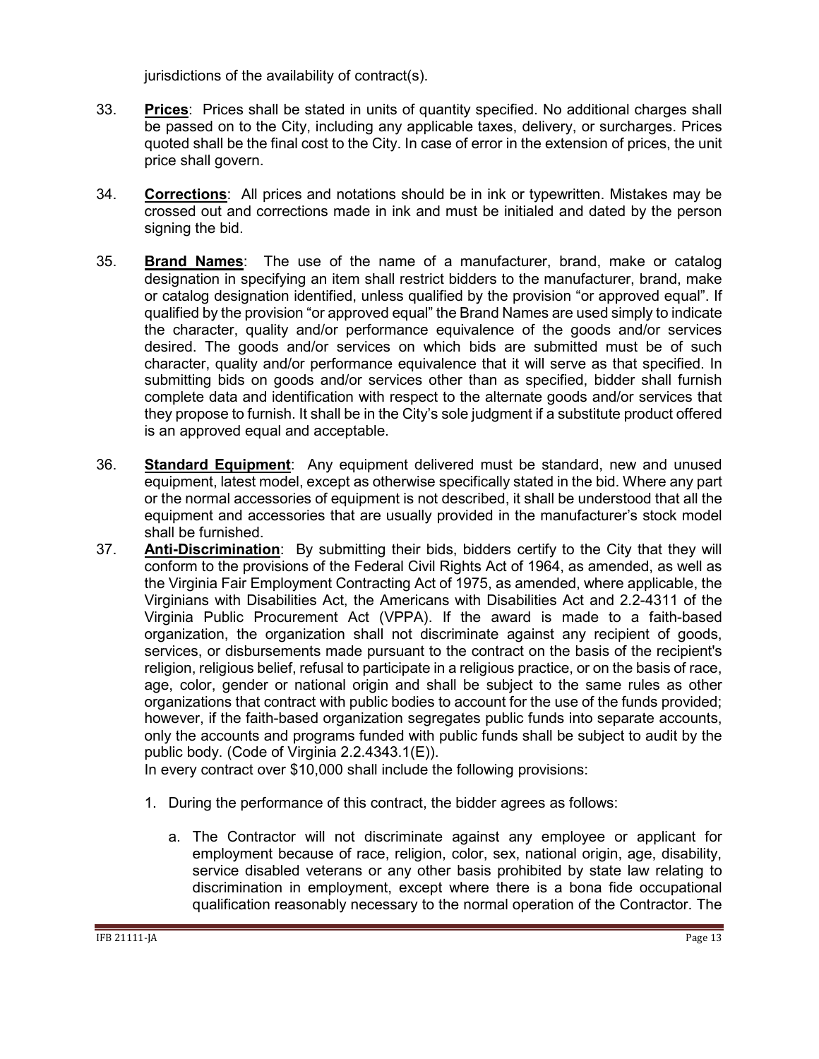jurisdictions of the availability of contract(s).

33. **Prices**: Prices shall be stated in units of quantity specified. No additional charges shall be passed on to the City, including any applicable taxes, delivery, or surcharges. Prices quoted shall be the final cost to the City. In case of error in the extension of prices, the unit price shall govern.

34. **Corrections**: All prices and notations should be in ink or typewritten. Mistakes may be crossed out and corrections made in ink and must be initialed and dated by the person signing the bid.

35. **Brand Names**: The use of the name of a manufacturer, brand, make or catalog designation in specifying an item shall restrict bidders to the manufacturer, brand, make or catalog designation identified, unless qualified by the provision "or approved equal". If qualified by the provision "or approved equal" the Brand Names are used simply to indicate the character, quality and/or performance equivalence of the goods and/or services desired. The goods and/or services on which bids are submitted must be of such character, quality and/or performance equivalence that it will serve as that specified. In submitting bids on goods and/or services other than as specified, bidder shall furnish complete data and identification with respect to the alternate goods and/or services that they propose to furnish. It shall be in the City's sole judgment if a substitute product offered is an approved equal and acceptable.

36. **Standard Equipment**: Any equipment delivered must be standard, new and unused equipment, latest model, except as otherwise specifically stated in the bid. Where any part or the normal accessories of equipment is not described, it shall be understood that all the equipment and accessories that are usually provided in the manufacturer's stock model shall be furnished.

37. **Anti-Discrimination**: By submitting their bids, bidders certify to the City that they will conform to the provisions of the Federal Civil Rights Act of 1964, as amended, as well as the Virginia Fair Employment Contracting Act of 1975, as amended, where applicable, the Virginians with Disabilities Act, the Americans with Disabilities Act and 2.2-4311 of the Virginia Public Procurement Act (VPPA). If the award is made to a faith-based organization, the organization shall not discriminate against any recipient of goods, services, or disbursements made pursuant to the contract on the basis of the recipient's religion, religious belief, refusal to participate in a religious practice, or on the basis of race, age, color, gender or national origin and shall be subject to the same rules as other organizations that contract with public bodies to account for the use of the funds provided; however, if the faith-based organization segregates public funds into separate accounts, only the accounts and programs funded with public funds shall be subject to audit by the public body. (Code of Virginia 2.2.4343.1(E)).

    In every contract over $10,000 shall include the following provisions:

    1. During the performance of this contract, the bidder agrees as follows:

        a. The Contractor will not discriminate against any employee or applicant for employment because of race, religion, color, sex, national origin, age, disability, service disabled veterans or any other basis prohibited by state law relating to discrimination in employment, except where there is a bona fide occupational qualification reasonably necessary to the normal operation of the Contractor. The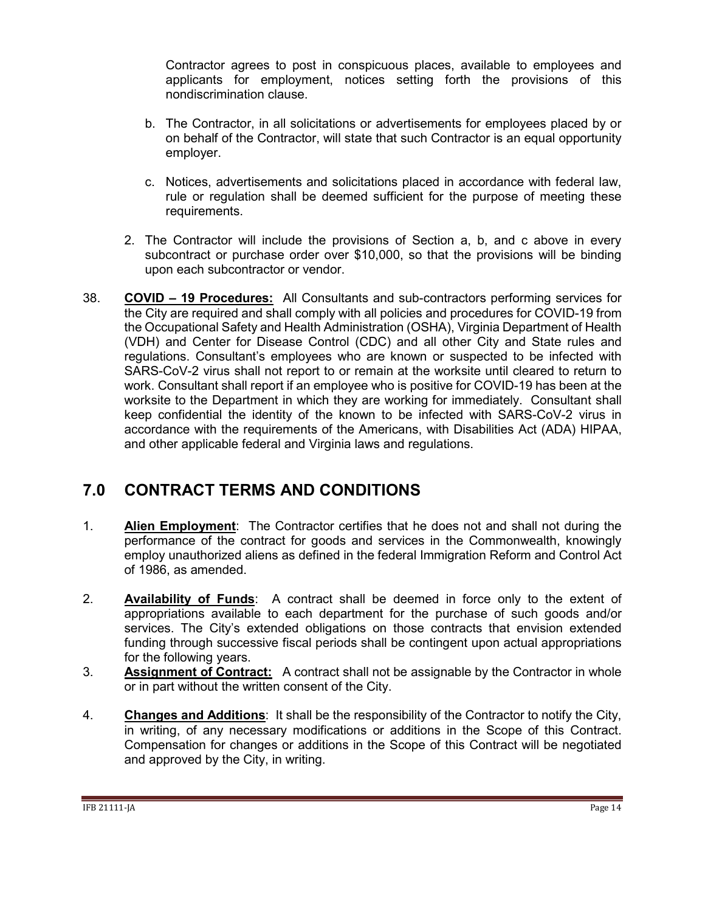Contractor agrees to post in conspicuous places, available to employees and applicants for employment, notices setting forth the provisions of this nondiscrimination clause.

b. The Contractor, in all solicitations or advertisements for employees placed by or on behalf of the Contractor, will state that such Contractor is an equal opportunity employer.

c. Notices, advertisements and solicitations placed in accordance with federal law, rule or regulation shall be deemed sufficient for the purpose of meeting these requirements.

2. The Contractor will include the provisions of Section a, b, and c above in every subcontract or purchase order over $10,000, so that the provisions will be binding upon each subcontractor or vendor.

38. **COVID – 19 Procedures:** All Consultants and sub-contractors performing services for the City are required and shall comply with all policies and procedures for COVID-19 from the Occupational Safety and Health Administration (OSHA), Virginia Department of Health (VDH) and Center for Disease Control (CDC) and all other City and State rules and regulations. Consultant's employees who are known or suspected to be infected with SARS-CoV-2 virus shall not report to or remain at the worksite until cleared to return to work. Consultant shall report if an employee who is positive for COVID-19 has been at the worksite to the Department in which they are working for immediately. Consultant shall keep confidential the identity of the known to be infected with SARS-CoV-2 virus in accordance with the requirements of the Americans, with Disabilities Act (ADA) HIPAA, and other applicable federal and Virginia laws and regulations.

## 7.0 CONTRACT TERMS AND CONDITIONS

1. **Alien Employment**: The Contractor certifies that he does not and shall not during the performance of the contract for goods and services in the Commonwealth, knowingly employ unauthorized aliens as defined in the federal Immigration Reform and Control Act of 1986, as amended.

2. **Availability of Funds**: A contract shall be deemed in force only to the extent of appropriations available to each department for the purchase of such goods and/or services. The City's extended obligations on those contracts that envision extended funding through successive fiscal periods shall be contingent upon actual appropriations for the following years.

3. **Assignment of Contract:** A contract shall not be assignable by the Contractor in whole or in part without the written consent of the City.

4. **Changes and Additions**: It shall be the responsibility of the Contractor to notify the City, in writing, of any necessary modifications or additions in the Scope of this Contract. Compensation for changes or additions in the Scope of this Contract will be negotiated and approved by the City, in writing.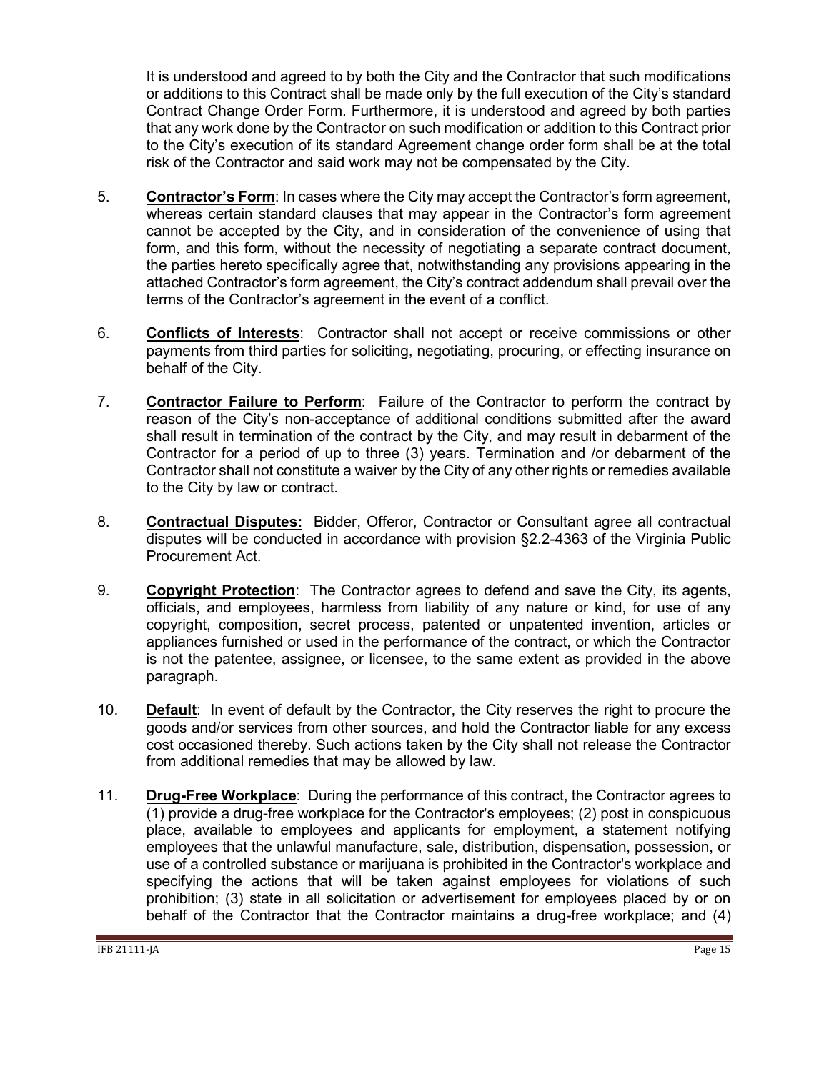It is understood and agreed to by both the City and the Contractor that such modifications or additions to this Contract shall be made only by the full execution of the City's standard Contract Change Order Form. Furthermore, it is understood and agreed by both parties that any work done by the Contractor on such modification or addition to this Contract prior to the City's execution of its standard Agreement change order form shall be at the total risk of the Contractor and said work may not be compensated by the City.

5. **Contractor's Form**: In cases where the City may accept the Contractor's form agreement, whereas certain standard clauses that may appear in the Contractor's form agreement cannot be accepted by the City, and in consideration of the convenience of using that form, and this form, without the necessity of negotiating a separate contract document, the parties hereto specifically agree that, notwithstanding any provisions appearing in the attached Contractor's form agreement, the City's contract addendum shall prevail over the terms of the Contractor's agreement in the event of a conflict.

6. **Conflicts of Interests**: Contractor shall not accept or receive commissions or other payments from third parties for soliciting, negotiating, procuring, or effecting insurance on behalf of the City.

7. **Contractor Failure to Perform**: Failure of the Contractor to perform the contract by reason of the City's non-acceptance of additional conditions submitted after the award shall result in termination of the contract by the City, and may result in debarment of the Contractor for a period of up to three (3) years. Termination and /or debarment of the Contractor shall not constitute a waiver by the City of any other rights or remedies available to the City by law or contract.

8. **Contractual Disputes:** Bidder, Offeror, Contractor or Consultant agree all contractual disputes will be conducted in accordance with provision §2.2-4363 of the Virginia Public Procurement Act.

9. **Copyright Protection**: The Contractor agrees to defend and save the City, its agents, officials, and employees, harmless from liability of any nature or kind, for use of any copyright, composition, secret process, patented or unpatented invention, articles or appliances furnished or used in the performance of the contract, or which the Contractor is not the patentee, assignee, or licensee, to the same extent as provided in the above paragraph.

10. **Default**: In event of default by the Contractor, the City reserves the right to procure the goods and/or services from other sources, and hold the Contractor liable for any excess cost occasioned thereby. Such actions taken by the City shall not release the Contractor from additional remedies that may be allowed by law.

11. **Drug-Free Workplace**: During the performance of this contract, the Contractor agrees to (1) provide a drug-free workplace for the Contractor's employees; (2) post in conspicuous place, available to employees and applicants for employment, a statement notifying employees that the unlawful manufacture, sale, distribution, dispensation, possession, or use of a controlled substance or marijuana is prohibited in the Contractor's workplace and specifying the actions that will be taken against employees for violations of such prohibition; (3) state in all solicitation or advertisement for employees placed by or on behalf of the Contractor that the Contractor maintains a drug-free workplace; and (4)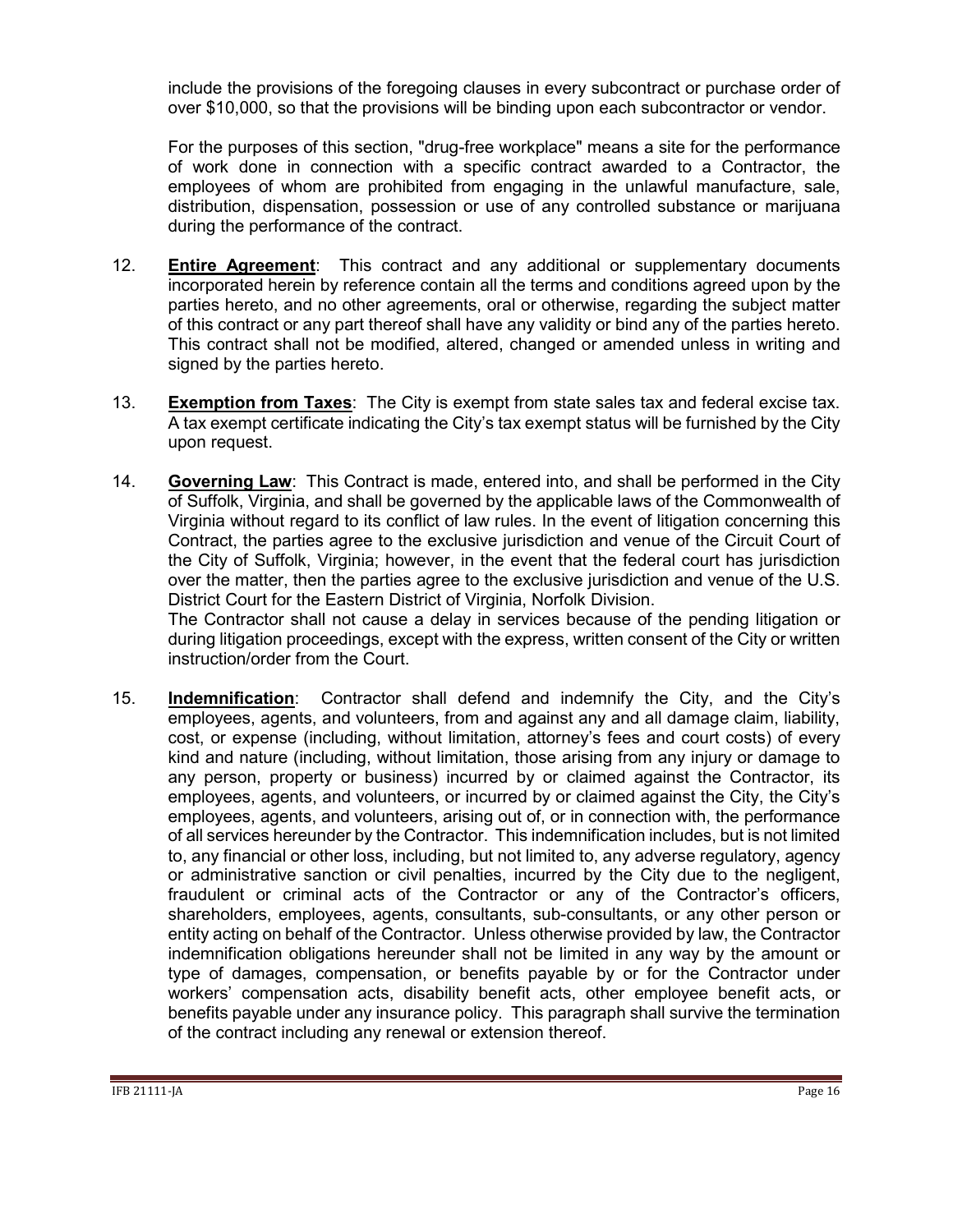include the provisions of the foregoing clauses in every subcontract or purchase order of over $10,000, so that the provisions will be binding upon each subcontractor or vendor.

For the purposes of this section, "drug-free workplace" means a site for the performance of work done in connection with a specific contract awarded to a Contractor, the employees of whom are prohibited from engaging in the unlawful manufacture, sale, distribution, dispensation, possession or use of any controlled substance or marijuana during the performance of the contract.

12. **Entire Agreement**: This contract and any additional or supplementary documents incorporated herein by reference contain all the terms and conditions agreed upon by the parties hereto, and no other agreements, oral or otherwise, regarding the subject matter of this contract or any part thereof shall have any validity or bind any of the parties hereto. This contract shall not be modified, altered, changed or amended unless in writing and signed by the parties hereto.

13. **Exemption from Taxes**: The City is exempt from state sales tax and federal excise tax. A tax exempt certificate indicating the City's tax exempt status will be furnished by the City upon request.

14. **Governing Law**: This Contract is made, entered into, and shall be performed in the City of Suffolk, Virginia, and shall be governed by the applicable laws of the Commonwealth of Virginia without regard to its conflict of law rules. In the event of litigation concerning this Contract, the parties agree to the exclusive jurisdiction and venue of the Circuit Court of the City of Suffolk, Virginia; however, in the event that the federal court has jurisdiction over the matter, then the parties agree to the exclusive jurisdiction and venue of the U.S. District Court for the Eastern District of Virginia, Norfolk Division.
The Contractor shall not cause a delay in services because of the pending litigation or during litigation proceedings, except with the express, written consent of the City or written instruction/order from the Court.

15. **Indemnification**: Contractor shall defend and indemnify the City, and the City's employees, agents, and volunteers, from and against any and all damage claim, liability, cost, or expense (including, without limitation, attorney's fees and court costs) of every kind and nature (including, without limitation, those arising from any injury or damage to any person, property or business) incurred by or claimed against the Contractor, its employees, agents, and volunteers, or incurred by or claimed against the City, the City's employees, agents, and volunteers, arising out of, or in connection with, the performance of all services hereunder by the Contractor. This indemnification includes, but is not limited to, any financial or other loss, including, but not limited to, any adverse regulatory, agency or administrative sanction or civil penalties, incurred by the City due to the negligent, fraudulent or criminal acts of the Contractor or any of the Contractor's officers, shareholders, employees, agents, consultants, sub-consultants, or any other person or entity acting on behalf of the Contractor. Unless otherwise provided by law, the Contractor indemnification obligations hereunder shall not be limited in any way by the amount or type of damages, compensation, or benefits payable by or for the Contractor under workers' compensation acts, disability benefit acts, other employee benefit acts, or benefits payable under any insurance policy. This paragraph shall survive the termination of the contract including any renewal or extension thereof.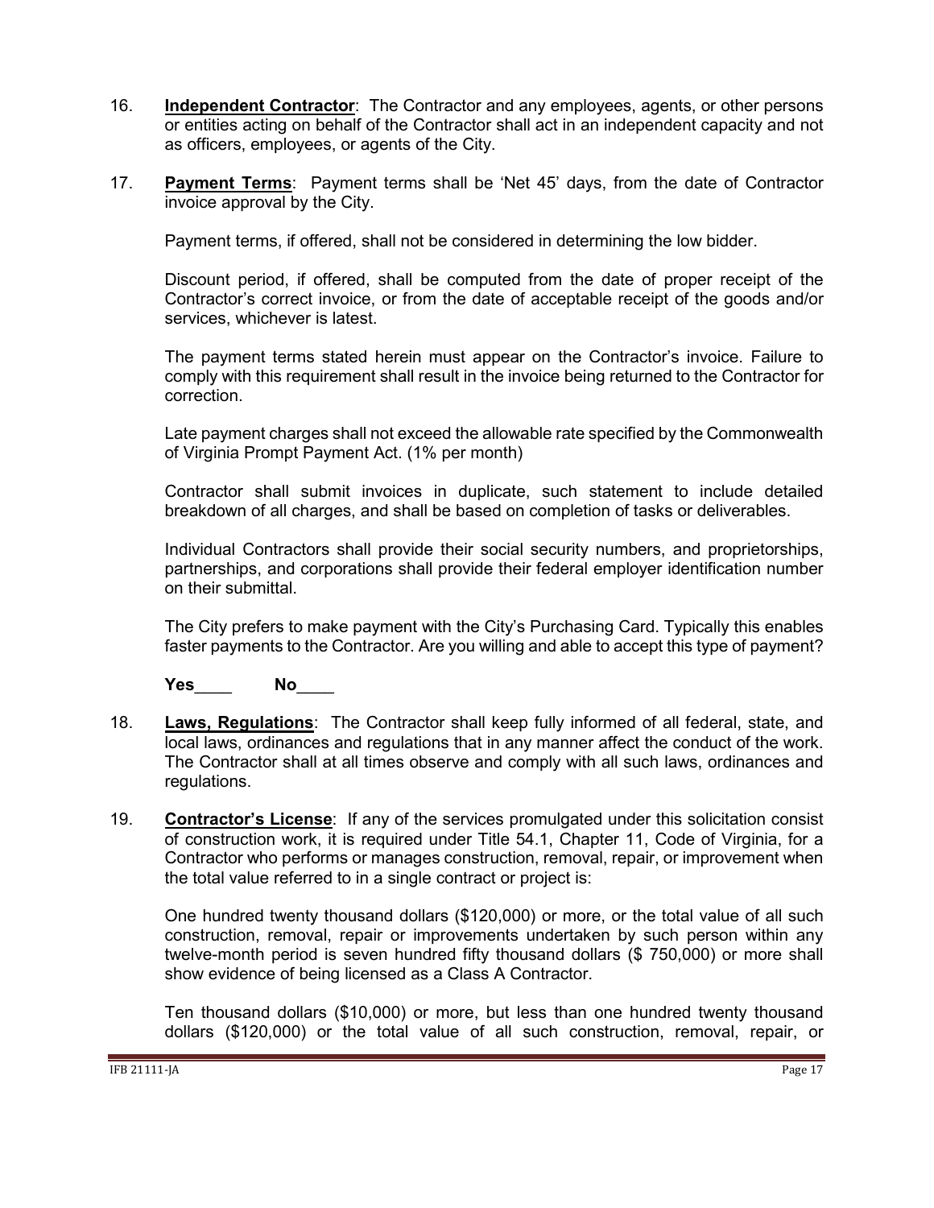16. **Independent Contractor**: The Contractor and any employees, agents, or other persons or entities acting on behalf of the Contractor shall act in an independent capacity and not as officers, employees, or agents of the City.

17. **Payment Terms**: Payment terms shall be 'Net 45' days, from the date of Contractor invoice approval by the City.

    Payment terms, if offered, shall not be considered in determining the low bidder.

    Discount period, if offered, shall be computed from the date of proper receipt of the Contractor's correct invoice, or from the date of acceptable receipt of the goods and/or services, whichever is latest.

    The payment terms stated herein must appear on the Contractor's invoice. Failure to comply with this requirement shall result in the invoice being returned to the Contractor for correction.

    Late payment charges shall not exceed the allowable rate specified by the Commonwealth of Virginia Prompt Payment Act. (1% per month)

    Contractor shall submit invoices in duplicate, such statement to include detailed breakdown of all charges, and shall be based on completion of tasks or deliverables.

    Individual Contractors shall provide their social security numbers, and proprietorships, partnerships, and corporations shall provide their federal employer identification number on their submittal.

    The City prefers to make payment with the City's Purchasing Card. Typically this enables faster payments to the Contractor. Are you willing and able to accept this type of payment?

    **Yes____ No____**

18. **Laws, Regulations**: The Contractor shall keep fully informed of all federal, state, and local laws, ordinances and regulations that in any manner affect the conduct of the work. The Contractor shall at all times observe and comply with all such laws, ordinances and regulations.

19. **Contractor's License**: If any of the services promulgated under this solicitation consist of construction work, it is required under Title 54.1, Chapter 11, Code of Virginia, for a Contractor who performs or manages construction, removal, repair, or improvement when the total value referred to in a single contract or project is:

    One hundred twenty thousand dollars ($120,000) or more, or the total value of all such construction, removal, repair or improvements undertaken by such person within any twelve-month period is seven hundred fifty thousand dollars ($ 750,000) or more shall show evidence of being licensed as a Class A Contractor.

    Ten thousand dollars ($10,000) or more, but less than one hundred twenty thousand dollars ($120,000) or the total value of all such construction, removal, repair, or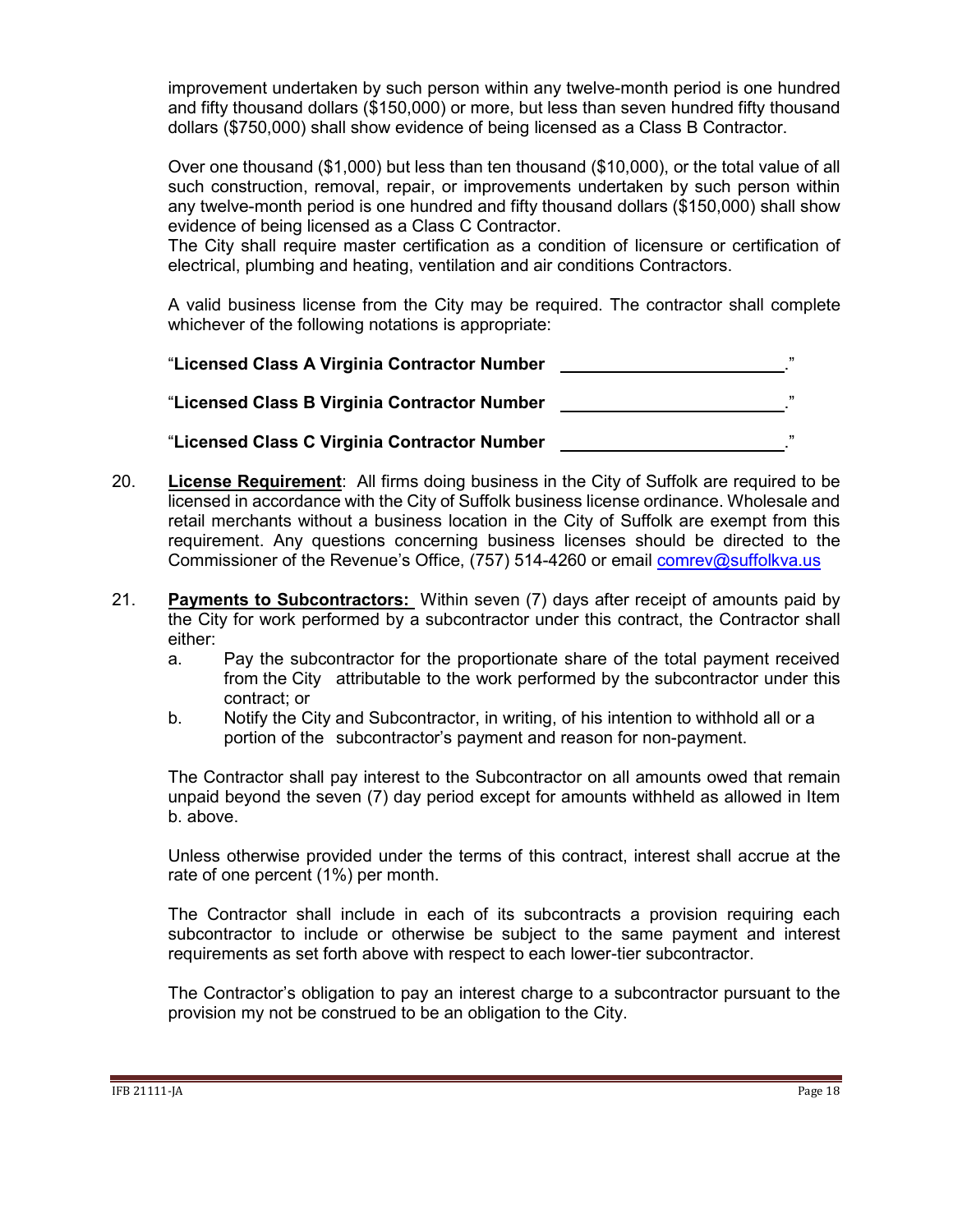improvement undertaken by such person within any twelve-month period is one hundred and fifty thousand dollars ($150,000) or more, but less than seven hundred fifty thousand dollars ($750,000) shall show evidence of being licensed as a Class B Contractor.

Over one thousand ($1,000) but less than ten thousand ($10,000), or the total value of all such construction, removal, repair, or improvements undertaken by such person within any twelve-month period is one hundred and fifty thousand dollars ($150,000) shall show evidence of being licensed as a Class C Contractor.
The City shall require master certification as a condition of licensure or certification of electrical, plumbing and heating, ventilation and air conditions Contractors.

A valid business license from the City may be required. The contractor shall complete whichever of the following notations is appropriate:

"**Licensed Class A Virginia Contractor Number** ________________________."

"**Licensed Class B Virginia Contractor Number** ________________________."

"**Licensed Class C Virginia Contractor Number** ________________________."

20. **License Requirement**: All firms doing business in the City of Suffolk are required to be licensed in accordance with the City of Suffolk business license ordinance. Wholesale and retail merchants without a business location in the City of Suffolk are exempt from this requirement. Any questions concerning business licenses should be directed to the Commissioner of the Revenue's Office, (757) 514-4260 or email comrev@suffolkva.us

21. **Payments to Subcontractors:** Within seven (7) days after receipt of amounts paid by the City for work performed by a subcontractor under this contract, the Contractor shall either:
    a. Pay the subcontractor for the proportionate share of the total payment received from the City attributable to the work performed by the subcontractor under this contract; or
    b. Notify the City and Subcontractor, in writing, of his intention to withhold all or a portion of the subcontractor's payment and reason for non-payment.

    The Contractor shall pay interest to the Subcontractor on all amounts owed that remain unpaid beyond the seven (7) day period except for amounts withheld as allowed in Item b. above.

    Unless otherwise provided under the terms of this contract, interest shall accrue at the rate of one percent (1%) per month.

    The Contractor shall include in each of its subcontracts a provision requiring each subcontractor to include or otherwise be subject to the same payment and interest requirements as set forth above with respect to each lower-tier subcontractor.

    The Contractor's obligation to pay an interest charge to a subcontractor pursuant to the provision my not be construed to be an obligation to the City.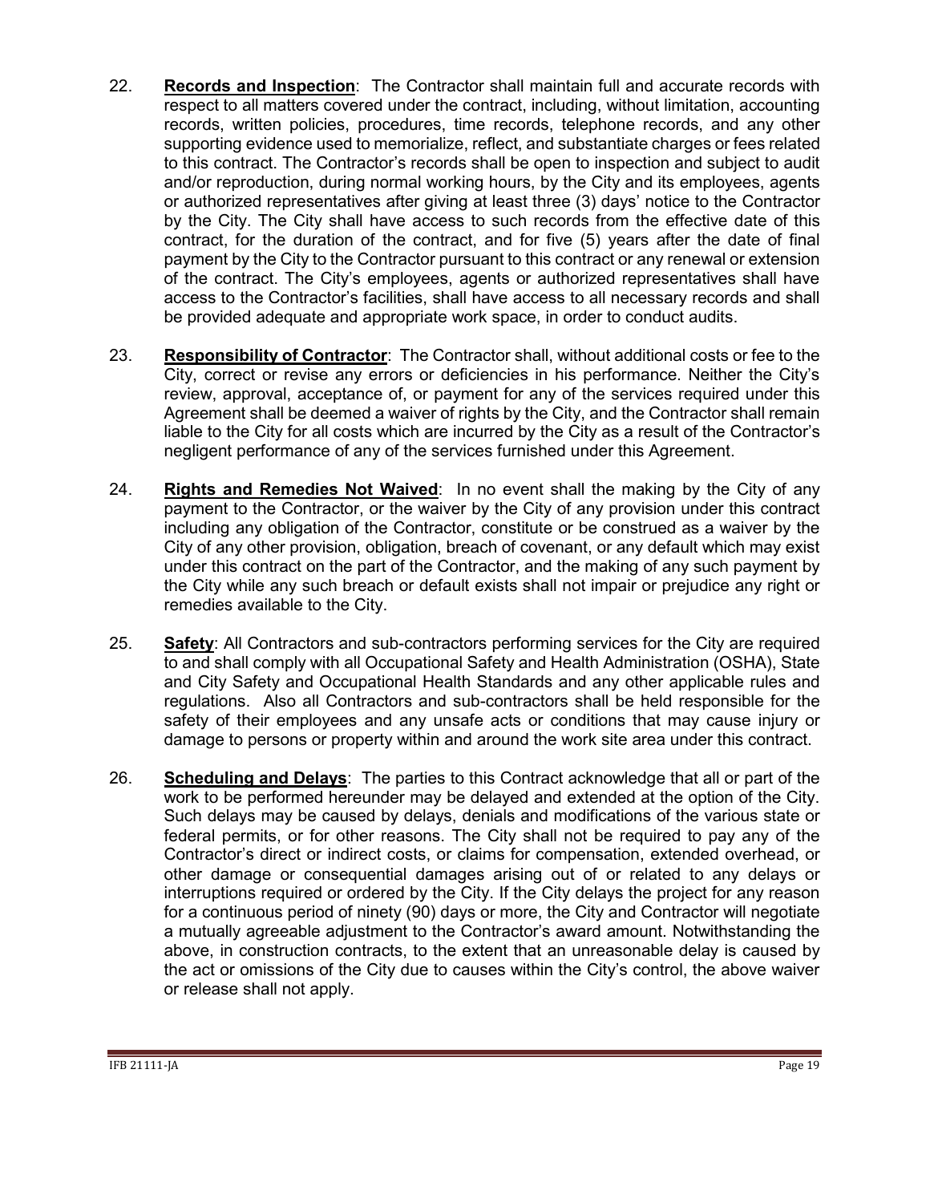22. **Records and Inspection**: The Contractor shall maintain full and accurate records with respect to all matters covered under the contract, including, without limitation, accounting records, written policies, procedures, time records, telephone records, and any other supporting evidence used to memorialize, reflect, and substantiate charges or fees related to this contract. The Contractor's records shall be open to inspection and subject to audit and/or reproduction, during normal working hours, by the City and its employees, agents or authorized representatives after giving at least three (3) days' notice to the Contractor by the City. The City shall have access to such records from the effective date of this contract, for the duration of the contract, and for five (5) years after the date of final payment by the City to the Contractor pursuant to this contract or any renewal or extension of the contract. The City's employees, agents or authorized representatives shall have access to the Contractor's facilities, shall have access to all necessary records and shall be provided adequate and appropriate work space, in order to conduct audits.

23. **Responsibility of Contractor**: The Contractor shall, without additional costs or fee to the City, correct or revise any errors or deficiencies in his performance. Neither the City's review, approval, acceptance of, or payment for any of the services required under this Agreement shall be deemed a waiver of rights by the City, and the Contractor shall remain liable to the City for all costs which are incurred by the City as a result of the Contractor's negligent performance of any of the services furnished under this Agreement.

24. **Rights and Remedies Not Waived**: In no event shall the making by the City of any payment to the Contractor, or the waiver by the City of any provision under this contract including any obligation of the Contractor, constitute or be construed as a waiver by the City of any other provision, obligation, breach of covenant, or any default which may exist under this contract on the part of the Contractor, and the making of any such payment by the City while any such breach or default exists shall not impair or prejudice any right or remedies available to the City.

25. **Safety**: All Contractors and sub-contractors performing services for the City are required to and shall comply with all Occupational Safety and Health Administration (OSHA), State and City Safety and Occupational Health Standards and any other applicable rules and regulations. Also all Contractors and sub-contractors shall be held responsible for the safety of their employees and any unsafe acts or conditions that may cause injury or damage to persons or property within and around the work site area under this contract.

26. **Scheduling and Delays**: The parties to this Contract acknowledge that all or part of the work to be performed hereunder may be delayed and extended at the option of the City. Such delays may be caused by delays, denials and modifications of the various state or federal permits, or for other reasons. The City shall not be required to pay any of the Contractor's direct or indirect costs, or claims for compensation, extended overhead, or other damage or consequential damages arising out of or related to any delays or interruptions required or ordered by the City. If the City delays the project for any reason for a continuous period of ninety (90) days or more, the City and Contractor will negotiate a mutually agreeable adjustment to the Contractor's award amount. Notwithstanding the above, in construction contracts, to the extent that an unreasonable delay is caused by the act or omissions of the City due to causes within the City's control, the above waiver or release shall not apply.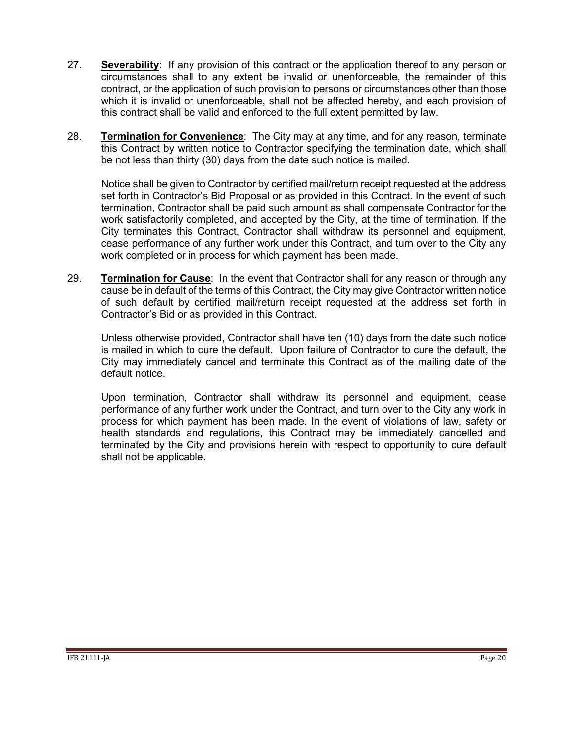27. **Severability**: If any provision of this contract or the application thereof to any person or circumstances shall to any extent be invalid or unenforceable, the remainder of this contract, or the application of such provision to persons or circumstances other than those which it is invalid or unenforceable, shall not be affected hereby, and each provision of this contract shall be valid and enforced to the full extent permitted by law.

28. **Termination for Convenience**: The City may at any time, and for any reason, terminate this Contract by written notice to Contractor specifying the termination date, which shall be not less than thirty (30) days from the date such notice is mailed.

    Notice shall be given to Contractor by certified mail/return receipt requested at the address set forth in Contractor's Bid Proposal or as provided in this Contract. In the event of such termination, Contractor shall be paid such amount as shall compensate Contractor for the work satisfactorily completed, and accepted by the City, at the time of termination. If the City terminates this Contract, Contractor shall withdraw its personnel and equipment, cease performance of any further work under this Contract, and turn over to the City any work completed or in process for which payment has been made.

29. **Termination for Cause**: In the event that Contractor shall for any reason or through any cause be in default of the terms of this Contract, the City may give Contractor written notice of such default by certified mail/return receipt requested at the address set forth in Contractor's Bid or as provided in this Contract.

    Unless otherwise provided, Contractor shall have ten (10) days from the date such notice is mailed in which to cure the default. Upon failure of Contractor to cure the default, the City may immediately cancel and terminate this Contract as of the mailing date of the default notice.

    Upon termination, Contractor shall withdraw its personnel and equipment, cease performance of any further work under the Contract, and turn over to the City any work in process for which payment has been made. In the event of violations of law, safety or health standards and regulations, this Contract may be immediately cancelled and terminated by the City and provisions herein with respect to opportunity to cure default shall not be applicable.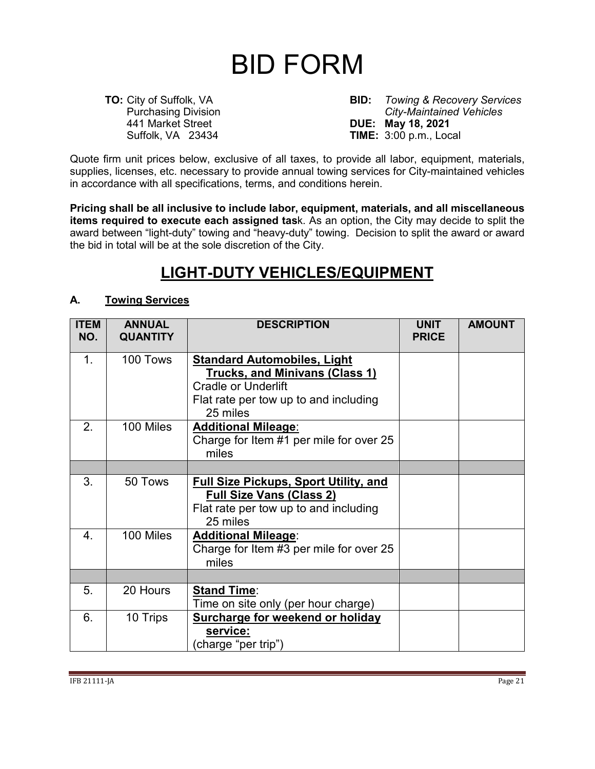# BID FORM

**TO:** City of Suffolk, VA
Purchasing Division
441 Market Street
Suffolk, VA 23434

**BID:** *Towing & Recovery Services City-Maintained Vehicles*
**DUE: May 18, 2021**
**TIME:** 3:00 p.m., Local

Quote firm unit prices below, exclusive of all taxes, to provide all labor, equipment, materials, supplies, licenses, etc. necessary to provide annual towing services for City-maintained vehicles in accordance with all specifications, terms, and conditions herein.

**Pricing shall be all inclusive to include labor, equipment, materials, and all miscellaneous items required to execute each assigned tas**k. As an option, the City may decide to split the award between "light-duty" towing and "heavy-duty" towing. Decision to split the award or award the bid in total will be at the sole discretion of the City.

## LIGHT-DUTY VEHICLES/EQUIPMENT

### A. Towing Services

| ITEM NO. | ANNUAL QUANTITY | DESCRIPTION | UNIT PRICE | AMOUNT |
|---|---|---|---|---|
| 1. | 100 Tows | **Standard Automobiles, Light Trucks, and Minivans (Class 1)** Cradle or Underlift Flat rate per tow up to and including 25 miles | | |
| 2. | 100 Miles | **Additional Mileage**: Charge for Item #1 per mile for over 25 miles | | |
| | | | | |
| 3. | 50 Tows | **Full Size Pickups, Sport Utility, and Full Size Vans (Class 2)** Flat rate per tow up to and including 25 miles | | |
| 4. | 100 Miles | **Additional Mileage**: Charge for Item #3 per mile for over 25 miles | | |
| | | | | |
| 5. | 20 Hours | **Stand Time**: Time on site only (per hour charge) | | |
| 6. | 10 Trips | **Surcharge for weekend or holiday service:** (charge "per trip") | | |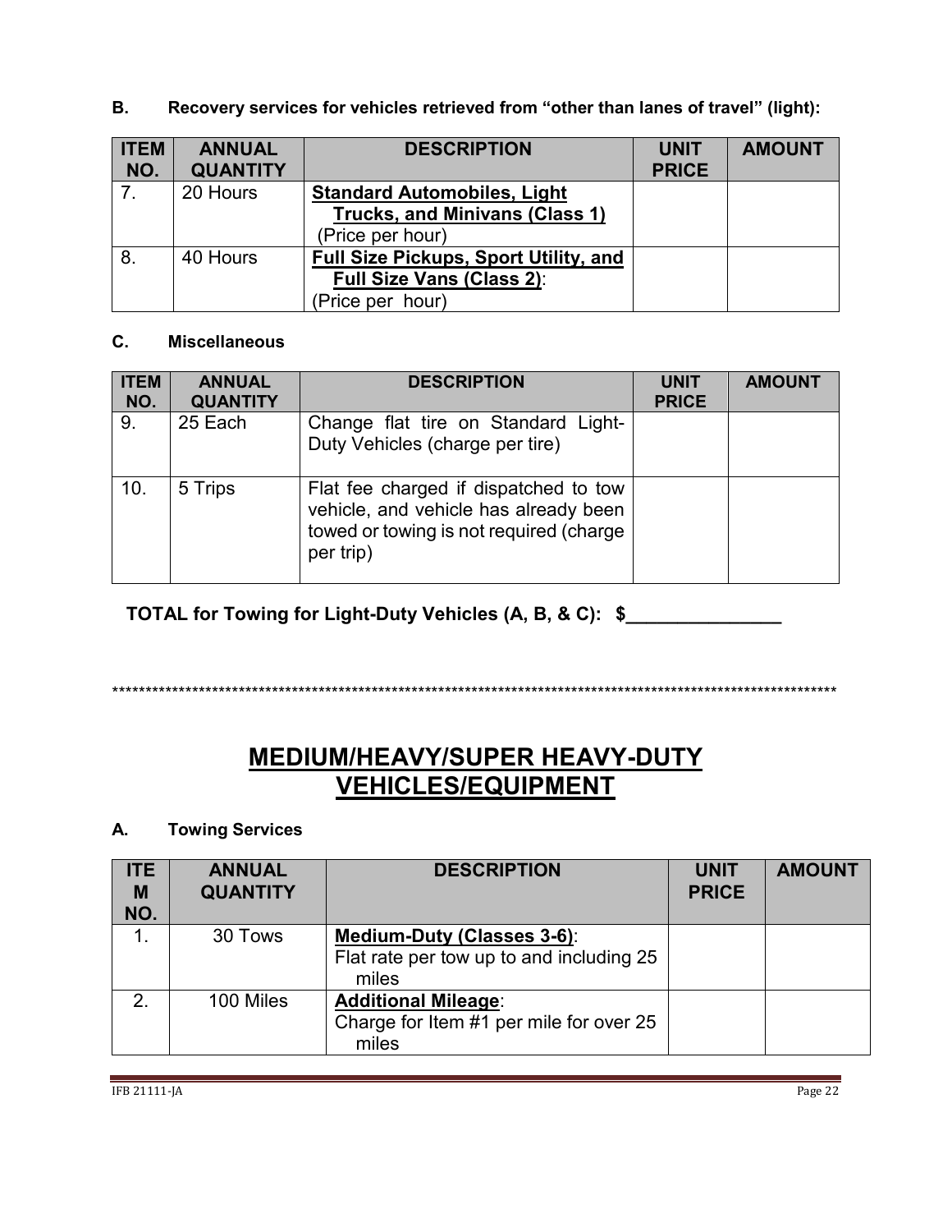**B. Recovery services for vehicles retrieved from "other than lanes of travel" (light):**

| ITEM NO. | ANNUAL QUANTITY | DESCRIPTION | UNIT PRICE | AMOUNT |
|---|---|---|---|---|
| 7. | 20 Hours | **Standard Automobiles, Light Trucks, and Minivans (Class 1)** (Price per hour) | | |
| 8. | 40 Hours | **Full Size Pickups, Sport Utility, and Full Size Vans (Class 2)**: (Price per hour) | | |

**C. Miscellaneous**

| ITEM NO. | ANNUAL QUANTITY | DESCRIPTION | UNIT PRICE | AMOUNT |
|---|---|---|---|---|
| 9. | 25 Each | Change flat tire on Standard Light-Duty Vehicles (charge per tire) | | |
| 10. | 5 Trips | Flat fee charged if dispatched to tow vehicle, and vehicle has already been towed or towing is not required (charge per trip) | | |

**TOTAL for Towing for Light-Duty Vehicles (A, B, & C): $_______________**

\*\*\*\*\*\*\*\*\*\*\*\*\*\*\*\*\*\*\*\*\*\*\*\*\*\*\*\*\*\*\*\*\*\*\*\*\*\*\*\*\*\*\*\*\*\*\*\*\*\*\*\*\*\*\*\*\*\*\*\*\*\*\*\*\*\*\*\*\*\*\*\*\*\*\*\*\*\*\*\*\*\*\*\*\*\*\*\*\*\*\*\*

# MEDIUM/HEAVY/SUPER HEAVY-DUTY VEHICLES/EQUIPMENT

**A. Towing Services**

| ITEM NO. | ANNUAL QUANTITY | DESCRIPTION | UNIT PRICE | AMOUNT |
|---|---|---|---|---|
| 1. | 30 Tows | **Medium-Duty (Classes 3-6)**: Flat rate per tow up to and including 25 miles | | |
| 2. | 100 Miles | **Additional Mileage**: Charge for Item #1 per mile for over 25 miles | | |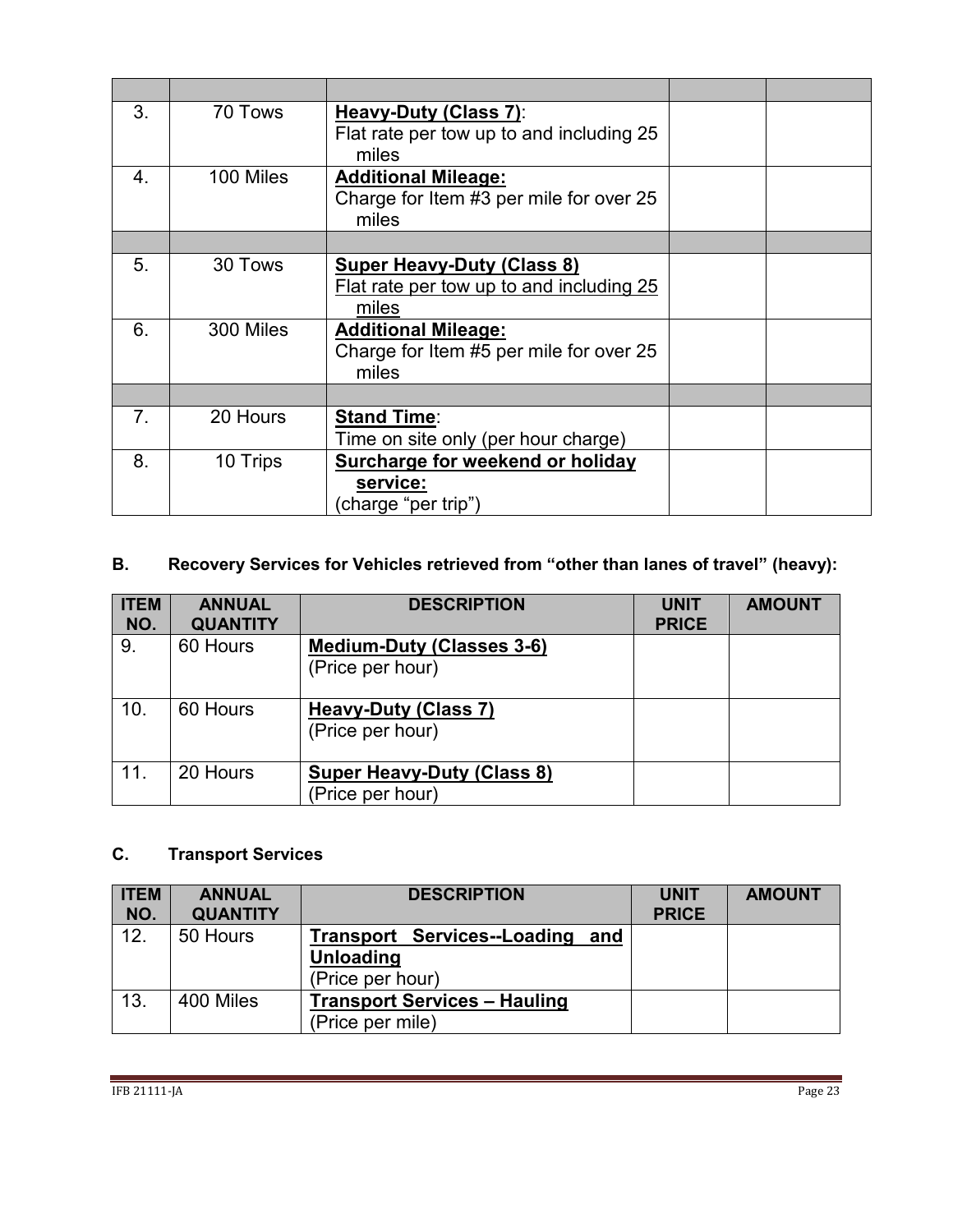| | | | | |
|---|---|---|---|---|
| 3. | 70 Tows | **Heavy-Duty (Class 7)**: Flat rate per tow up to and including 25 miles | | |
| 4. | 100 Miles | **Additional Mileage:** Charge for Item #3 per mile for over 25 miles | | |
| | | | | |
| 5. | 30 Tows | **Super Heavy-Duty (Class 8)** Flat rate per tow up to and including 25 miles | | |
| 6. | 300 Miles | **Additional Mileage:** Charge for Item #5 per mile for over 25 miles | | |
| | | | | |
| 7. | 20 Hours | **Stand Time**: Time on site only (per hour charge) | | |
| 8. | 10 Trips | **Surcharge for weekend or holiday service:** (charge "per trip") | | |

**B. Recovery Services for Vehicles retrieved from "other than lanes of travel" (heavy):**

| ITEM NO. | ANNUAL QUANTITY | DESCRIPTION | UNIT PRICE | AMOUNT |
|---|---|---|---|---|
| 9. | 60 Hours | **Medium-Duty (Classes 3-6)** (Price per hour) | | |
| 10. | 60 Hours | **Heavy-Duty (Class 7)** (Price per hour) | | |
| 11. | 20 Hours | **Super Heavy-Duty (Class 8)** (Price per hour) | | |

**C. Transport Services**

| ITEM NO. | ANNUAL QUANTITY | DESCRIPTION | UNIT PRICE | AMOUNT |
|---|---|---|---|---|
| 12. | 50 Hours | **Transport Services--Loading and Unloading** (Price per hour) | | |
| 13. | 400 Miles | **Transport Services – Hauling** (Price per mile) | | |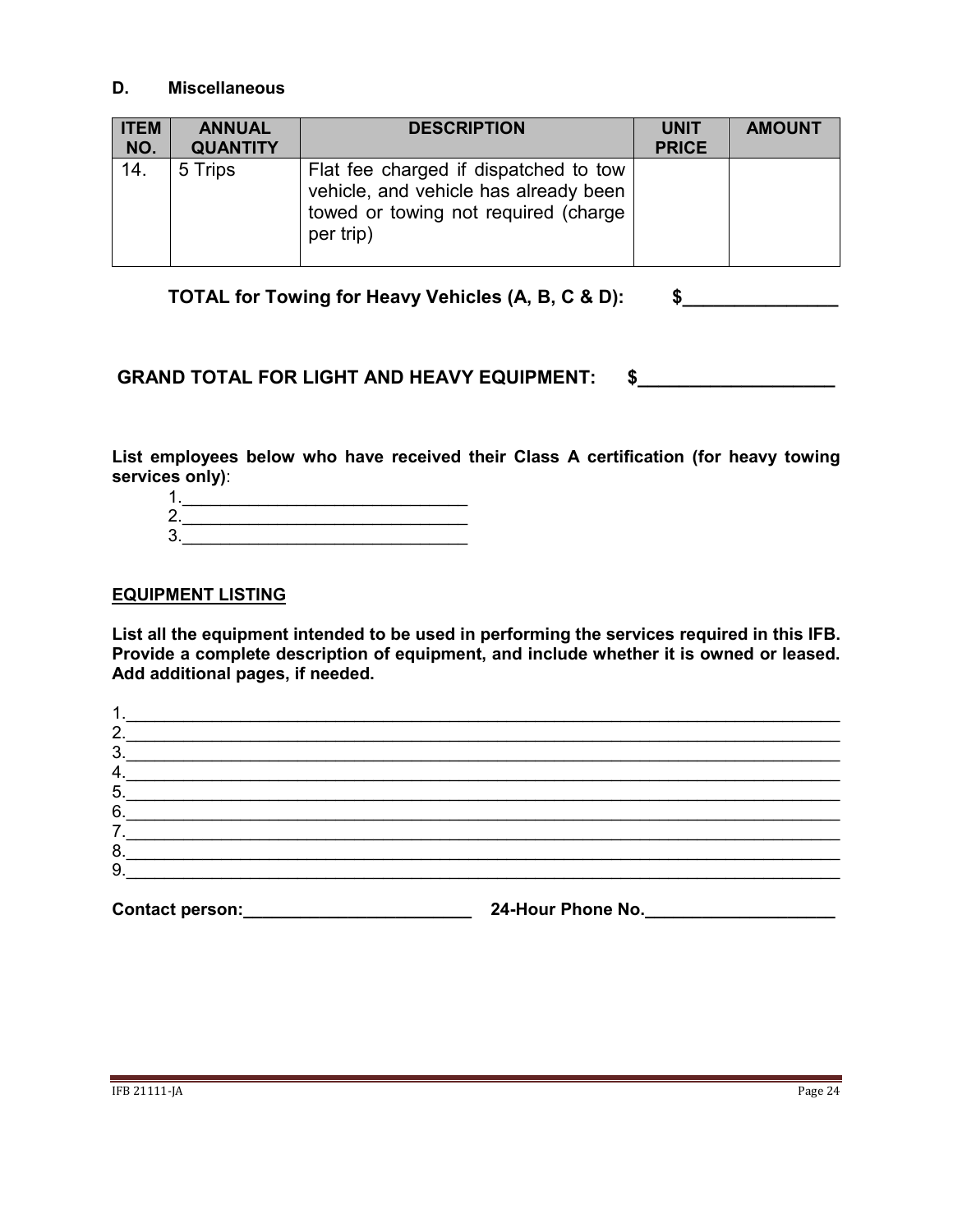### D. Miscellaneous

| ITEM NO. | ANNUAL QUANTITY | DESCRIPTION | UNIT PRICE | AMOUNT |
|---|---|---|---|---|
| 14. | 5 Trips | Flat fee charged if dispatched to tow vehicle, and vehicle has already been towed or towing not required (charge per trip) | | |

**TOTAL for Towing for Heavy Vehicles (A, B, C & D): $_______________**

**GRAND TOTAL FOR LIGHT AND HEAVY EQUIPMENT: $___________________**

**List employees below who have received their Class A certification (for heavy towing services only)**:

1.______________________________
2.______________________________
3.______________________________

**EQUIPMENT LISTING**

**List all the equipment intended to be used in performing the services required in this IFB. Provide a complete description of equipment, and include whether it is owned or leased. Add additional pages, if needed.**

1.___________________________________________________________________________
2.___________________________________________________________________________
3.___________________________________________________________________________
4.___________________________________________________________________________
5.___________________________________________________________________________
6.___________________________________________________________________________
7.___________________________________________________________________________
8.___________________________________________________________________________
9.___________________________________________________________________________

**Contact person:________________________ 24-Hour Phone No.____________________**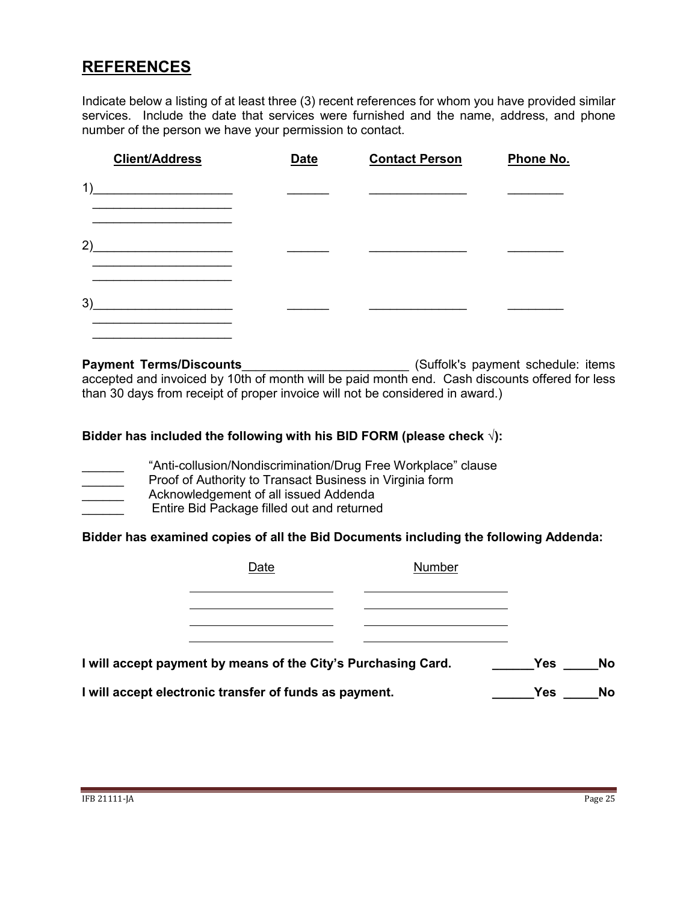## REFERENCES

Indicate below a listing of at least three (3) recent references for whom you have provided similar services. Include the date that services were furnished and the name, address, and phone number of the person we have your permission to contact.

| Client/Address | Date | Contact Person | Phone No. |
|---|---|---|---|
| 1)____________________<br>____________________<br>____________________ | ______ | ______________ | ________ |
| 2)____________________<br>____________________<br>____________________ | ______ | ______________ | ________ |
| 3)____________________<br>____________________<br>____________________ | ______ | ______________ | ________ |

**Payment Terms/Discounts**________________________ (Suffolk's payment schedule: items accepted and invoiced by 10th of month will be paid month end. Cash discounts offered for less than 30 days from receipt of proper invoice will not be considered in award.)

**Bidder has included the following with his BID FORM (please check √):**

______ "Anti-collusion/Nondiscrimination/Drug Free Workplace" clause
______ Proof of Authority to Transact Business in Virginia form
______ Acknowledgement of all issued Addenda
______ Entire Bid Package filled out and returned

**Bidder has examined copies of all the Bid Documents including the following Addenda:**

| Date | Number |
|---|---|
| ____________________ | ____________________ |
| ____________________ | ____________________ |
| ____________________ | ____________________ |
| ____________________ | ____________________ |

**I will accept payment by means of the City's Purchasing Card.** ______**Yes** _____**No**

**I will accept electronic transfer of funds as payment.** ______**Yes** _____**No**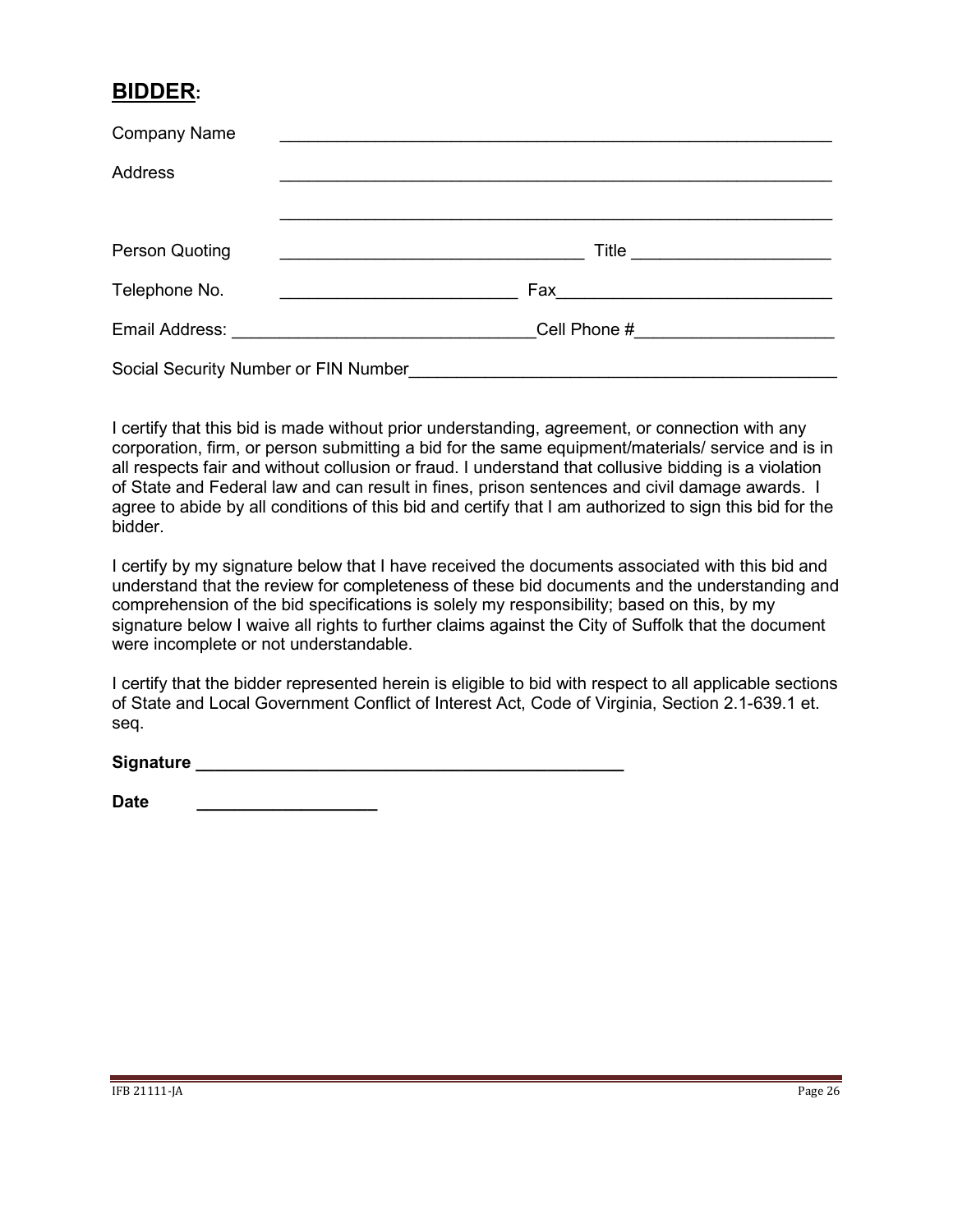## **BIDDER:**

Company Name ______________________________________________________________

Address ______________________________________________________________

______________________________________________________________

Person Quoting ________________________________ Title ____________________

Telephone No. ________________________ Fax____________________________

Email Address: ______________________________Cell Phone #____________________

Social Security Number or FIN Number____________________________________________

I certify that this bid is made without prior understanding, agreement, or connection with any corporation, firm, or person submitting a bid for the same equipment/materials/ service and is in all respects fair and without collusion or fraud. I understand that collusive bidding is a violation of State and Federal law and can result in fines, prison sentences and civil damage awards. I agree to abide by all conditions of this bid and certify that I am authorized to sign this bid for the bidder.

I certify by my signature below that I have received the documents associated with this bid and understand that the review for completeness of these bid documents and the understanding and comprehension of the bid specifications is solely my responsibility; based on this, by my signature below I waive all rights to further claims against the City of Suffolk that the document were incomplete or not understandable.

I certify that the bidder represented herein is eligible to bid with respect to all applicable sections of State and Local Government Conflict of Interest Act, Code of Virginia, Section 2.1-639.1 et. seq.

**Signature** ____________________________________________

**Date** __________________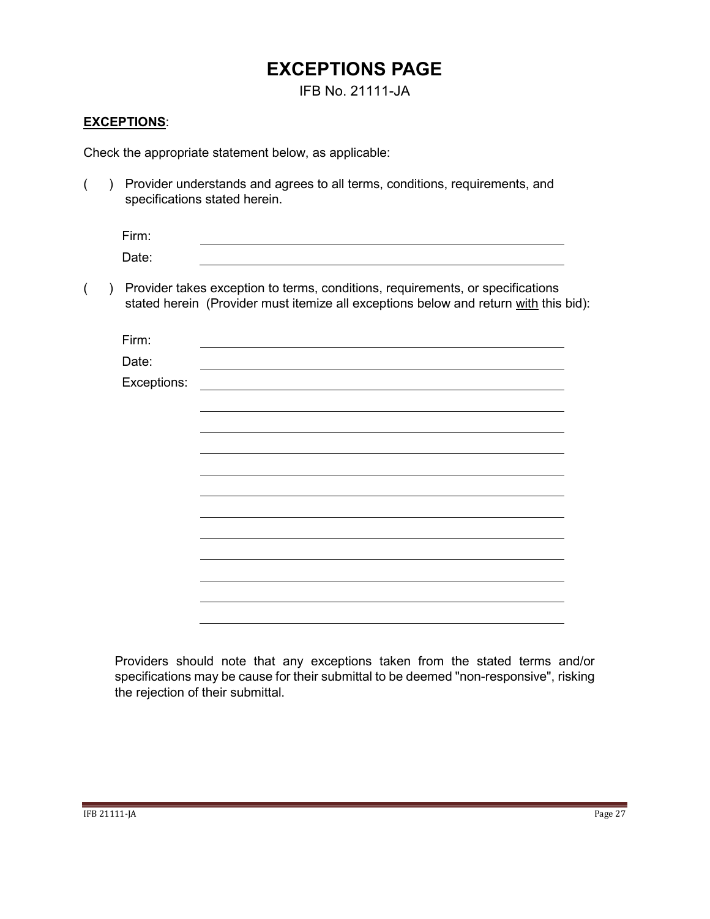# EXCEPTIONS PAGE

IFB No. 21111-JA

**EXCEPTIONS**:

Check the appropriate statement below, as applicable:

( ) Provider understands and agrees to all terms, conditions, requirements, and specifications stated herein.

Firm: \_\_\_\_\_\_\_\_\_\_\_\_\_\_\_\_\_\_\_\_\_\_\_\_\_\_\_\_\_\_\_\_\_\_\_\_\_\_\_\_

Date: \_\_\_\_\_\_\_\_\_\_\_\_\_\_\_\_\_\_\_\_\_\_\_\_\_\_\_\_\_\_\_\_\_\_\_\_\_\_\_\_

( ) Provider takes exception to terms, conditions, requirements, or specifications stated herein (Provider must itemize all exceptions below and return with this bid):

Firm: \_\_\_\_\_\_\_\_\_\_\_\_\_\_\_\_\_\_\_\_\_\_\_\_\_\_\_\_\_\_\_\_\_\_\_\_\_\_\_\_

Date: \_\_\_\_\_\_\_\_\_\_\_\_\_\_\_\_\_\_\_\_\_\_\_\_\_\_\_\_\_\_\_\_\_\_\_\_\_\_\_\_

Exceptions: \_\_\_\_\_\_\_\_\_\_\_\_\_\_\_\_\_\_\_\_\_\_\_\_\_\_\_\_\_\_\_\_\_\_\_\_\_\_\_\_

Providers should note that any exceptions taken from the stated terms and/or specifications may be cause for their submittal to be deemed "non-responsive", risking the rejection of their submittal.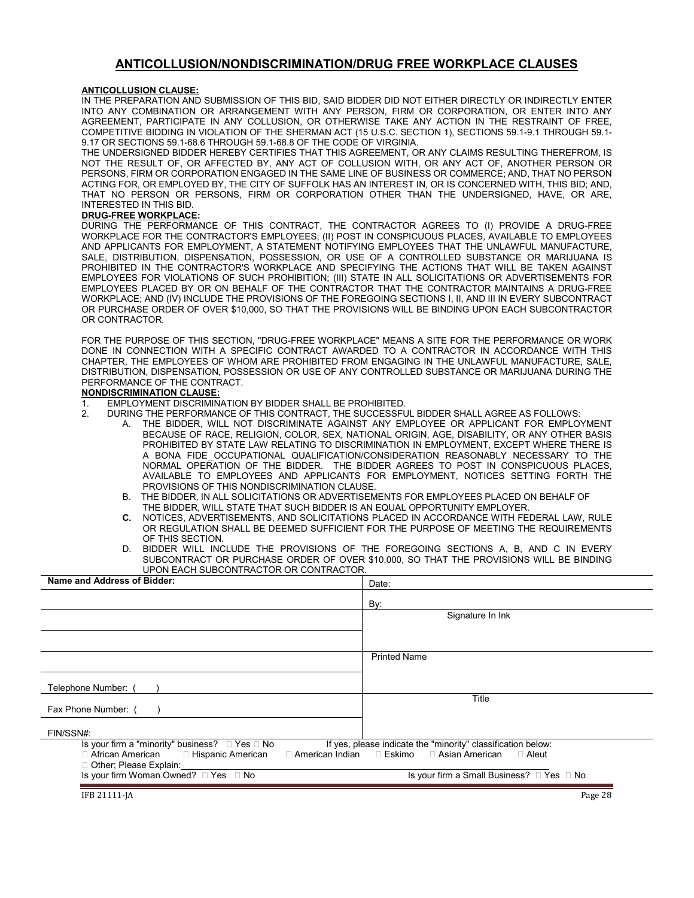# ANTICOLLUSION/NONDISCRIMINATION/DRUG FREE WORKPLACE CLAUSES

**ANTICOLLUSION CLAUSE:**

IN THE PREPARATION AND SUBMISSION OF THIS BID, SAID BIDDER DID NOT EITHER DIRECTLY OR INDIRECTLY ENTER INTO ANY COMBINATION OR ARRANGEMENT WITH ANY PERSON, FIRM OR CORPORATION, OR ENTER INTO ANY AGREEMENT, PARTICIPATE IN ANY COLLUSION, OR OTHERWISE TAKE ANY ACTION IN THE RESTRAINT OF FREE, COMPETITIVE BIDDING IN VIOLATION OF THE SHERMAN ACT (15 U.S.C. SECTION 1), SECTIONS 59.1-9.1 THROUGH 59.1-9.17 OR SECTIONS 59.1-68.6 THROUGH 59.1-68.8 OF THE CODE OF VIRGINIA.

THE UNDERSIGNED BIDDER HEREBY CERTIFIES THAT THIS AGREEMENT, OR ANY CLAIMS RESULTING THEREFROM, IS NOT THE RESULT OF, OR AFFECTED BY, ANY ACT OF COLLUSION WITH, OR ANY ACT OF, ANOTHER PERSON OR PERSONS, FIRM OR CORPORATION ENGAGED IN THE SAME LINE OF BUSINESS OR COMMERCE; AND, THAT NO PERSON ACTING FOR, OR EMPLOYED BY, THE CITY OF SUFFOLK HAS AN INTEREST IN, OR IS CONCERNED WITH, THIS BID; AND, THAT NO PERSON OR PERSONS, FIRM OR CORPORATION OTHER THAN THE UNDERSIGNED, HAVE, OR ARE, INTERESTED IN THIS BID.

**DRUG-FREE WORKPLACE:**

DURING THE PERFORMANCE OF THIS CONTRACT, THE CONTRACTOR AGREES TO (I) PROVIDE A DRUG-FREE WORKPLACE FOR THE CONTRACTOR'S EMPLOYEES; (II) POST IN CONSPICUOUS PLACES, AVAILABLE TO EMPLOYEES AND APPLICANTS FOR EMPLOYMENT, A STATEMENT NOTIFYING EMPLOYEES THAT THE UNLAWFUL MANUFACTURE, SALE, DISTRIBUTION, DISPENSATION, POSSESSION, OR USE OF A CONTROLLED SUBSTANCE OR MARIJUANA IS PROHIBITED IN THE CONTRACTOR'S WORKPLACE AND SPECIFYING THE ACTIONS THAT WILL BE TAKEN AGAINST EMPLOYEES FOR VIOLATIONS OF SUCH PROHIBITION; (III) STATE IN ALL SOLICITATIONS OR ADVERTISEMENTS FOR EMPLOYEES PLACED BY OR ON BEHALF OF THE CONTRACTOR THAT THE CONTRACTOR MAINTAINS A DRUG-FREE WORKPLACE; AND (IV) INCLUDE THE PROVISIONS OF THE FOREGOING SECTIONS I, II, AND III IN EVERY SUBCONTRACT OR PURCHASE ORDER OF OVER $10,000, SO THAT THE PROVISIONS WILL BE BINDING UPON EACH SUBCONTRACTOR OR CONTRACTOR.

FOR THE PURPOSE OF THIS SECTION, "DRUG-FREE WORKPLACE" MEANS A SITE FOR THE PERFORMANCE OR WORK DONE IN CONNECTION WITH A SPECIFIC CONTRACT AWARDED TO A CONTRACTOR IN ACCORDANCE WITH THIS CHAPTER, THE EMPLOYEES OF WHOM ARE PROHIBITED FROM ENGAGING IN THE UNLAWFUL MANUFACTURE, SALE, DISTRIBUTION, DISPENSATION, POSSESSION OR USE OF ANY CONTROLLED SUBSTANCE OR MARIJUANA DURING THE PERFORMANCE OF THE CONTRACT.

**NONDISCRIMINATION CLAUSE:**

1. EMPLOYMENT DISCRIMINATION BY BIDDER SHALL BE PROHIBITED.
2. DURING THE PERFORMANCE OF THIS CONTRACT, THE SUCCESSFUL BIDDER SHALL AGREE AS FOLLOWS:
   A. THE BIDDER, WILL NOT DISCRIMINATE AGAINST ANY EMPLOYEE OR APPLICANT FOR EMPLOYMENT BECAUSE OF RACE, RELIGION, COLOR, SEX, NATIONAL ORIGIN, AGE, DISABILITY, OR ANY OTHER BASIS PROHIBITED BY STATE LAW RELATING TO DISCRIMINATION IN EMPLOYMENT, EXCEPT WHERE THERE IS A BONA FIDE OCCUPATIONAL QUALIFICATION/CONSIDERATION REASONABLY NECESSARY TO THE NORMAL OPERATION OF THE BIDDER. THE BIDDER AGREES TO POST IN CONSPICUOUS PLACES, AVAILABLE TO EMPLOYEES AND APPLICANTS FOR EMPLOYMENT, NOTICES SETTING FORTH THE PROVISIONS OF THIS NONDISCRIMINATION CLAUSE.

   B. THE BIDDER, IN ALL SOLICITATIONS OR ADVERTISEMENTS FOR EMPLOYEES PLACED ON BEHALF OF THE BIDDER, WILL STATE THAT SUCH BIDDER IS AN EQUAL OPPORTUNITY EMPLOYER.

   **C.** NOTICES, ADVERTISEMENTS, AND SOLICITATIONS PLACED IN ACCORDANCE WITH FEDERAL LAW, RULE OR REGULATION SHALL BE DEEMED SUFFICIENT FOR THE PURPOSE OF MEETING THE REQUIREMENTS OF THIS SECTION.

   D. BIDDER WILL INCLUDE THE PROVISIONS OF THE FOREGOING SECTIONS A, B, AND C IN EVERY SUBCONTRACT OR PURCHASE ORDER OF OVER $10,000, SO THAT THE PROVISIONS WILL BE BINDING UPON EACH SUBCONTRACTOR OR CONTRACTOR.

| **Name and Address of Bidder:** | Date: |
|---|---|
| | By: |
| | Signature In Ink |
| | |
| | Printed Name |
| Telephone Number: ( ) | |
| Fax Phone Number: ( ) | Title |
| FIN/SSN#: | |

Is your firm a "minority" business? ☐ Yes ☐ No    If yes, please indicate the "minority" classification below:

☐ African American  ☐ Hispanic American  ☐ American Indian  ☐ Eskimo  ☐ Asian American  ☐ Aleut

☐ Other; Please Explain:\_\_\_\_\_\_\_\_\_\_\_\_\_\_\_\_\_\_\_\_

Is your firm Woman Owned? ☐ Yes ☐ No    Is your firm a Small Business? ☐ Yes ☐ No

IFB 21111-JA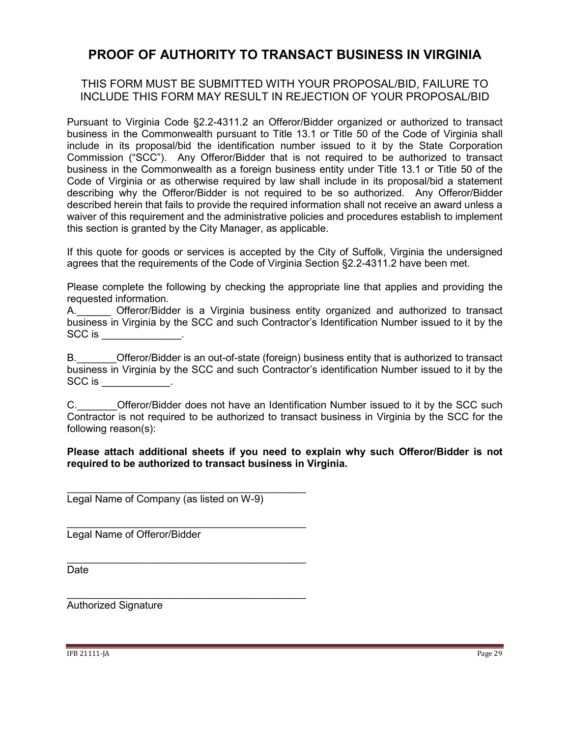# PROOF OF AUTHORITY TO TRANSACT BUSINESS IN VIRGINIA

THIS FORM MUST BE SUBMITTED WITH YOUR PROPOSAL/BID, FAILURE TO INCLUDE THIS FORM MAY RESULT IN REJECTION OF YOUR PROPOSAL/BID

Pursuant to Virginia Code §2.2-4311.2 an Offeror/Bidder organized or authorized to transact business in the Commonwealth pursuant to Title 13.1 or Title 50 of the Code of Virginia shall include in its proposal/bid the identification number issued to it by the State Corporation Commission ("SCC"). Any Offeror/Bidder that is not required to be authorized to transact business in the Commonwealth as a foreign business entity under Title 13.1 or Title 50 of the Code of Virginia or as otherwise required by law shall include in its proposal/bid a statement describing why the Offeror/Bidder is not required to be so authorized. Any Offeror/Bidder described herein that fails to provide the required information shall not receive an award unless a waiver of this requirement and the administrative policies and procedures establish to implement this section is granted by the City Manager, as applicable.

If this quote for goods or services is accepted by the City of Suffolk, Virginia the undersigned agrees that the requirements of the Code of Virginia Section §2.2-4311.2 have been met.

Please complete the following by checking the appropriate line that applies and providing the requested information.

A.______ Offeror/Bidder is a Virginia business entity organized and authorized to transact business in Virginia by the SCC and such Contractor's Identification Number issued to it by the SCC is ______________.

B._______Offeror/Bidder is an out-of-state (foreign) business entity that is authorized to transact business in Virginia by the SCC and such Contractor's identification Number issued to it by the SCC is ____________.

C._______Offeror/Bidder does not have an Identification Number issued to it by the SCC such Contractor is not required to be authorized to transact business in Virginia by the SCC for the following reason(s):

**Please attach additional sheets if you need to explain why such Offeror/Bidder is not required to be authorized to transact business in Virginia.**

____________________________________________
Legal Name of Company (as listed on W-9)

____________________________________________
Legal Name of Offeror/Bidder

____________________________________________
Date

____________________________________________
Authorized Signature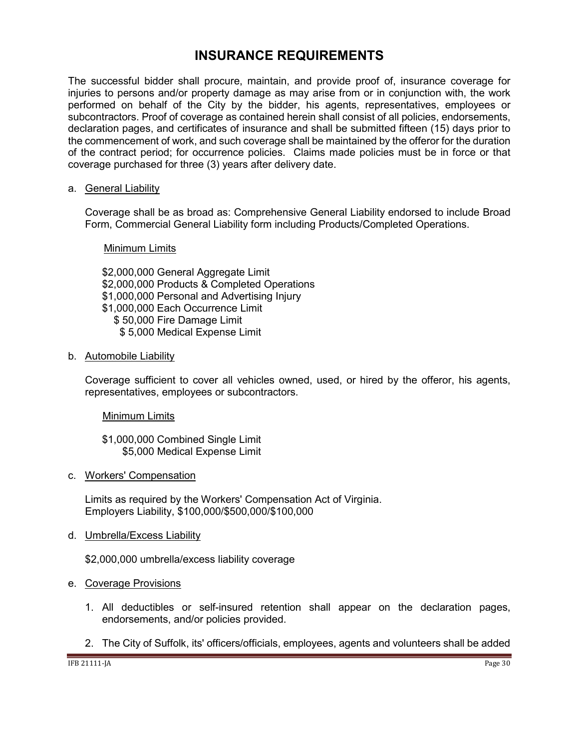# INSURANCE REQUIREMENTS

The successful bidder shall procure, maintain, and provide proof of, insurance coverage for injuries to persons and/or property damage as may arise from or in conjunction with, the work performed on behalf of the City by the bidder, his agents, representatives, employees or subcontractors. Proof of coverage as contained herein shall consist of all policies, endorsements, declaration pages, and certificates of insurance and shall be submitted fifteen (15) days prior to the commencement of work, and such coverage shall be maintained by the offeror for the duration of the contract period; for occurrence policies. Claims made policies must be in force or that coverage purchased for three (3) years after delivery date.

a. General Liability

Coverage shall be as broad as: Comprehensive General Liability endorsed to include Broad Form, Commercial General Liability form including Products/Completed Operations.

Minimum Limits

$2,000,000 General Aggregate Limit
$2,000,000 Products & Completed Operations
$1,000,000 Personal and Advertising Injury
$1,000,000 Each Occurrence Limit
$ 50,000 Fire Damage Limit
$ 5,000 Medical Expense Limit

b. Automobile Liability

Coverage sufficient to cover all vehicles owned, used, or hired by the offeror, his agents, representatives, employees or subcontractors.

Minimum Limits

$1,000,000 Combined Single Limit
$5,000 Medical Expense Limit

c. Workers' Compensation

Limits as required by the Workers' Compensation Act of Virginia.
Employers Liability, $100,000/$500,000/$100,000

d. Umbrella/Excess Liability

$2,000,000 umbrella/excess liability coverage

e. Coverage Provisions

1. All deductibles or self-insured retention shall appear on the declaration pages, endorsements, and/or policies provided.
2. The City of Suffolk, its' officers/officials, employees, agents and volunteers shall be added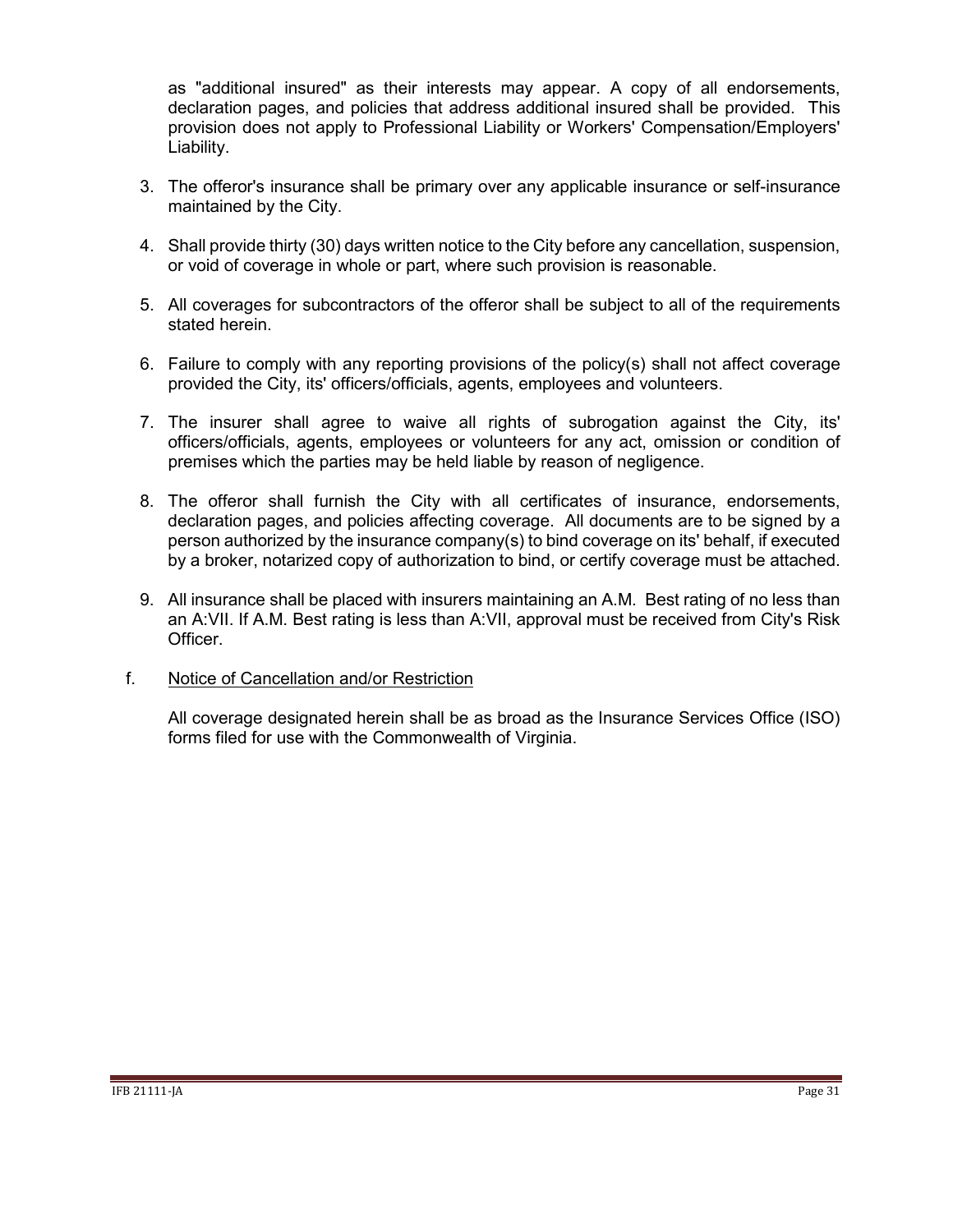as "additional insured" as their interests may appear. A copy of all endorsements, declaration pages, and policies that address additional insured shall be provided. This provision does not apply to Professional Liability or Workers' Compensation/Employers' Liability.

3. The offeror's insurance shall be primary over any applicable insurance or self-insurance maintained by the City.

4. Shall provide thirty (30) days written notice to the City before any cancellation, suspension, or void of coverage in whole or part, where such provision is reasonable.

5. All coverages for subcontractors of the offeror shall be subject to all of the requirements stated herein.

6. Failure to comply with any reporting provisions of the policy(s) shall not affect coverage provided the City, its' officers/officials, agents, employees and volunteers.

7. The insurer shall agree to waive all rights of subrogation against the City, its' officers/officials, agents, employees or volunteers for any act, omission or condition of premises which the parties may be held liable by reason of negligence.

8. The offeror shall furnish the City with all certificates of insurance, endorsements, declaration pages, and policies affecting coverage. All documents are to be signed by a person authorized by the insurance company(s) to bind coverage on its' behalf, if executed by a broker, notarized copy of authorization to bind, or certify coverage must be attached.

9. All insurance shall be placed with insurers maintaining an A.M. Best rating of no less than an A:VII. If A.M. Best rating is less than A:VII, approval must be received from City's Risk Officer.

f. <u>Notice of Cancellation and/or Restriction</u>

All coverage designated herein shall be as broad as the Insurance Services Office (ISO) forms filed for use with the Commonwealth of Virginia.